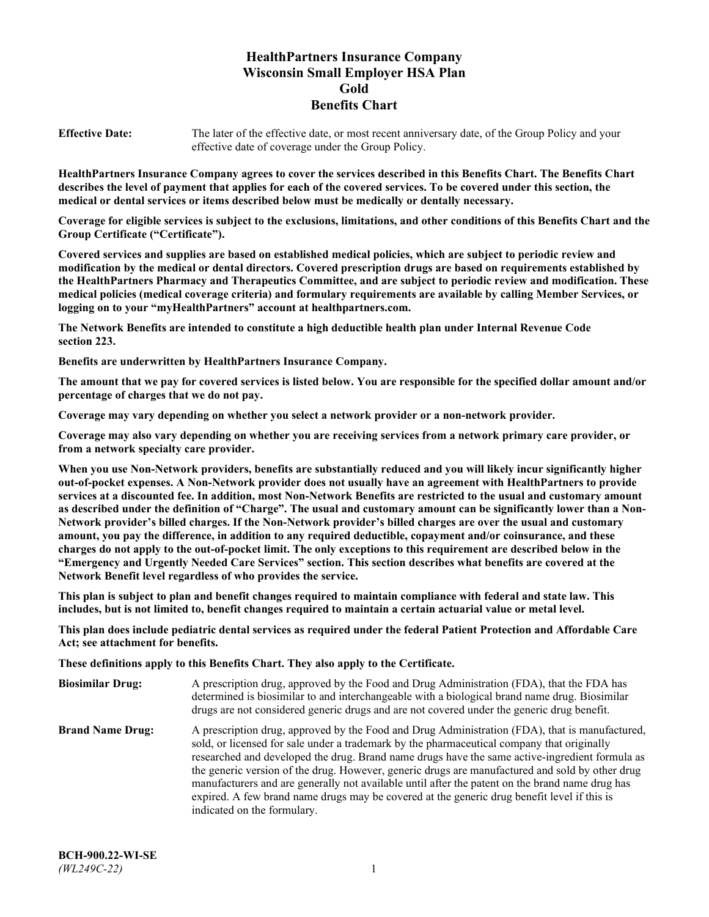# HealthPartners Insurance Company
# Wisconsin Small Employer HSA Plan
# Gold
# Benefits Chart

**Effective Date:** The later of the effective date, or most recent anniversary date, of the Group Policy and your effective date of coverage under the Group Policy.

**HealthPartners Insurance Company agrees to cover the services described in this Benefits Chart. The Benefits Chart describes the level of payment that applies for each of the covered services. To be covered under this section, the medical or dental services or items described below must be medically or dentally necessary.**

**Coverage for eligible services is subject to the exclusions, limitations, and other conditions of this Benefits Chart and the Group Certificate ("Certificate").**

**Covered services and supplies are based on established medical policies, which are subject to periodic review and modification by the medical or dental directors. Covered prescription drugs are based on requirements established by the HealthPartners Pharmacy and Therapeutics Committee, and are subject to periodic review and modification. These medical policies (medical coverage criteria) and formulary requirements are available by calling Member Services, or logging on to your "myHealthPartners" account at healthpartners.com.**

**The Network Benefits are intended to constitute a high deductible health plan under Internal Revenue Code section 223.**

**Benefits are underwritten by HealthPartners Insurance Company.**

**The amount that we pay for covered services is listed below. You are responsible for the specified dollar amount and/or percentage of charges that we do not pay.**

**Coverage may vary depending on whether you select a network provider or a non-network provider.**

**Coverage may also vary depending on whether you are receiving services from a network primary care provider, or from a network specialty care provider.**

**When you use Non-Network providers, benefits are substantially reduced and you will likely incur significantly higher out-of-pocket expenses. A Non-Network provider does not usually have an agreement with HealthPartners to provide services at a discounted fee. In addition, most Non-Network Benefits are restricted to the usual and customary amount as described under the definition of "Charge". The usual and customary amount can be significantly lower than a Non-Network provider's billed charges. If the Non-Network provider's billed charges are over the usual and customary amount, you pay the difference, in addition to any required deductible, copayment and/or coinsurance, and these charges do not apply to the out-of-pocket limit. The only exceptions to this requirement are described below in the "Emergency and Urgently Needed Care Services" section. This section describes what benefits are covered at the Network Benefit level regardless of who provides the service.**

**This plan is subject to plan and benefit changes required to maintain compliance with federal and state law. This includes, but is not limited to, benefit changes required to maintain a certain actuarial value or metal level.**

**This plan does include pediatric dental services as required under the federal Patient Protection and Affordable Care Act; see attachment for benefits.**

**These definitions apply to this Benefits Chart. They also apply to the Certificate.**

**Biosimilar Drug:** A prescription drug, approved by the Food and Drug Administration (FDA), that the FDA has determined is biosimilar to and interchangeable with a biological brand name drug. Biosimilar drugs are not considered generic drugs and are not covered under the generic drug benefit.

**Brand Name Drug:** A prescription drug, approved by the Food and Drug Administration (FDA), that is manufactured, sold, or licensed for sale under a trademark by the pharmaceutical company that originally researched and developed the drug. Brand name drugs have the same active-ingredient formula as the generic version of the drug. However, generic drugs are manufactured and sold by other drug manufacturers and are generally not available until after the patent on the brand name drug has expired. A few brand name drugs may be covered at the generic drug benefit level if this is indicated on the formulary.

**BCH-900.22-WI-SE**
*(WL249C-22)*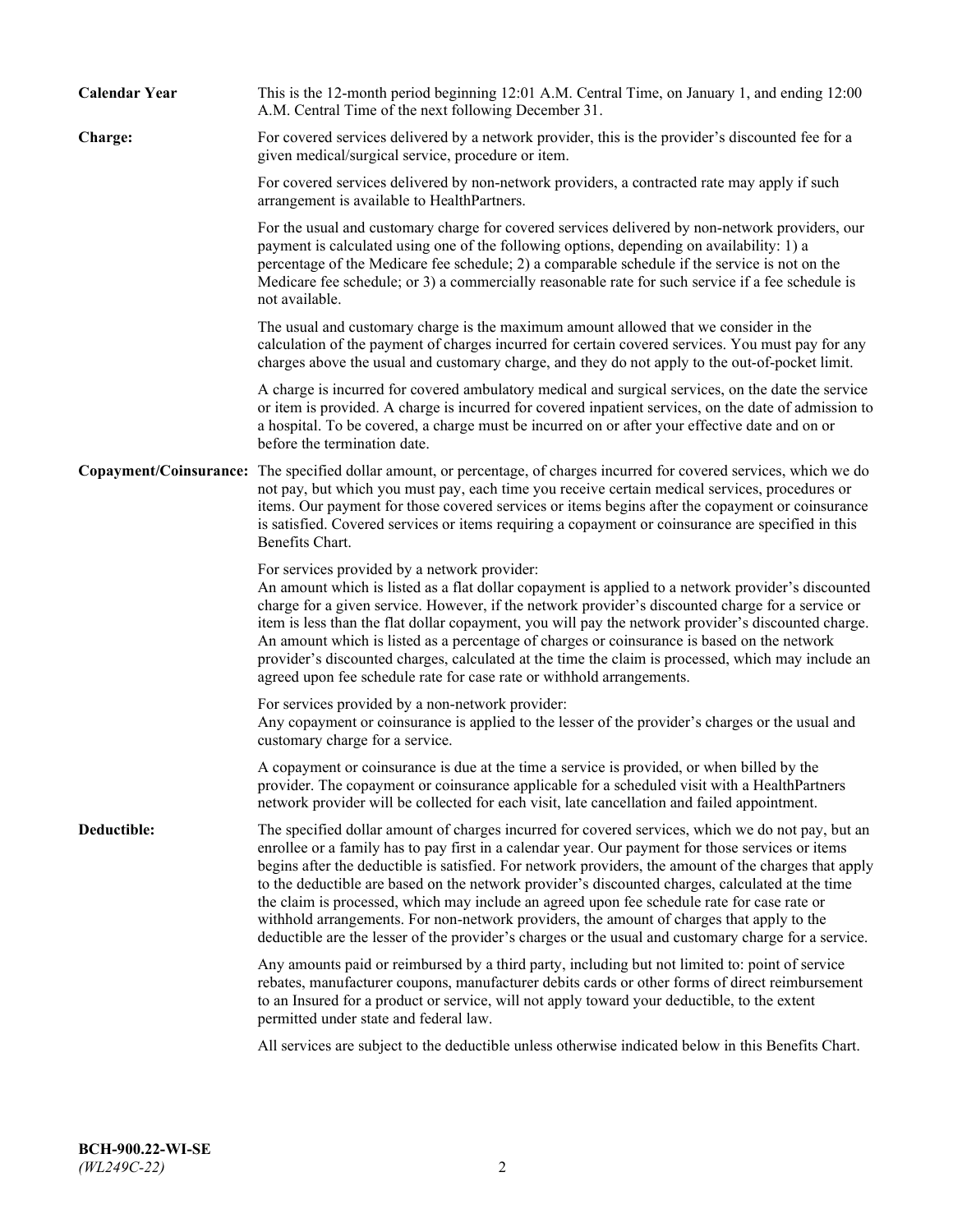**Calendar Year** This is the 12-month period beginning 12:01 A.M. Central Time, on January 1, and ending 12:00 A.M. Central Time of the next following December 31.

**Charge:** For covered services delivered by a network provider, this is the provider's discounted fee for a given medical/surgical service, procedure or item.

For covered services delivered by non-network providers, a contracted rate may apply if such arrangement is available to HealthPartners.

For the usual and customary charge for covered services delivered by non-network providers, our payment is calculated using one of the following options, depending on availability: 1) a percentage of the Medicare fee schedule; 2) a comparable schedule if the service is not on the Medicare fee schedule; or 3) a commercially reasonable rate for such service if a fee schedule is not available.

The usual and customary charge is the maximum amount allowed that we consider in the calculation of the payment of charges incurred for certain covered services. You must pay for any charges above the usual and customary charge, and they do not apply to the out-of-pocket limit.

A charge is incurred for covered ambulatory medical and surgical services, on the date the service or item is provided. A charge is incurred for covered inpatient services, on the date of admission to a hospital. To be covered, a charge must be incurred on or after your effective date and on or before the termination date.

**Copayment/Coinsurance:** The specified dollar amount, or percentage, of charges incurred for covered services, which we do not pay, but which you must pay, each time you receive certain medical services, procedures or items. Our payment for those covered services or items begins after the copayment or coinsurance is satisfied. Covered services or items requiring a copayment or coinsurance are specified in this Benefits Chart.

For services provided by a network provider:
An amount which is listed as a flat dollar copayment is applied to a network provider's discounted charge for a given service. However, if the network provider's discounted charge for a service or item is less than the flat dollar copayment, you will pay the network provider's discounted charge. An amount which is listed as a percentage of charges or coinsurance is based on the network provider's discounted charges, calculated at the time the claim is processed, which may include an agreed upon fee schedule rate for case rate or withhold arrangements.

For services provided by a non-network provider:
Any copayment or coinsurance is applied to the lesser of the provider's charges or the usual and customary charge for a service.

A copayment or coinsurance is due at the time a service is provided, or when billed by the provider. The copayment or coinsurance applicable for a scheduled visit with a HealthPartners network provider will be collected for each visit, late cancellation and failed appointment.

**Deductible:** The specified dollar amount of charges incurred for covered services, which we do not pay, but an enrollee or a family has to pay first in a calendar year. Our payment for those services or items begins after the deductible is satisfied. For network providers, the amount of the charges that apply to the deductible are based on the network provider's discounted charges, calculated at the time the claim is processed, which may include an agreed upon fee schedule rate for case rate or withhold arrangements. For non-network providers, the amount of charges that apply to the deductible are the lesser of the provider's charges or the usual and customary charge for a service.

Any amounts paid or reimbursed by a third party, including but not limited to: point of service rebates, manufacturer coupons, manufacturer debits cards or other forms of direct reimbursement to an Insured for a product or service, will not apply toward your deductible, to the extent permitted under state and federal law.

All services are subject to the deductible unless otherwise indicated below in this Benefits Chart.

**BCH-900.22-WI-SE**
*(WL249C-22)*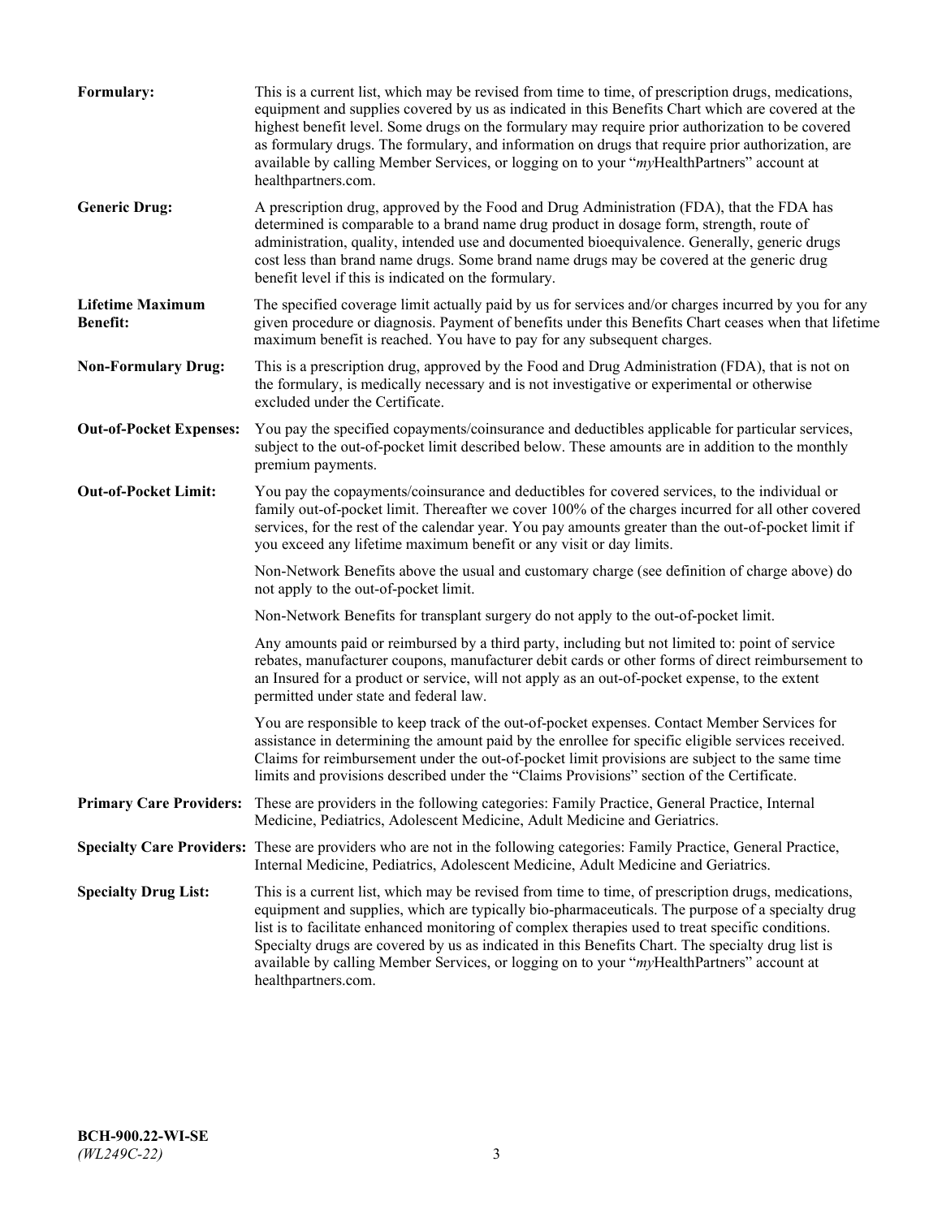**Formulary:** This is a current list, which may be revised from time to time, of prescription drugs, medications, equipment and supplies covered by us as indicated in this Benefits Chart which are covered at the highest benefit level. Some drugs on the formulary may require prior authorization to be covered as formulary drugs. The formulary, and information on drugs that require prior authorization, are available by calling Member Services, or logging on to your "*my*HealthPartners" account at healthpartners.com.

**Generic Drug:** A prescription drug, approved by the Food and Drug Administration (FDA), that the FDA has determined is comparable to a brand name drug product in dosage form, strength, route of administration, quality, intended use and documented bioequivalence. Generally, generic drugs cost less than brand name drugs. Some brand name drugs may be covered at the generic drug benefit level if this is indicated on the formulary.

**Lifetime Maximum Benefit:** The specified coverage limit actually paid by us for services and/or charges incurred by you for any given procedure or diagnosis. Payment of benefits under this Benefits Chart ceases when that lifetime maximum benefit is reached. You have to pay for any subsequent charges.

**Non-Formulary Drug:** This is a prescription drug, approved by the Food and Drug Administration (FDA), that is not on the formulary, is medically necessary and is not investigative or experimental or otherwise excluded under the Certificate.

**Out-of-Pocket Expenses:** You pay the specified copayments/coinsurance and deductibles applicable for particular services, subject to the out-of-pocket limit described below. These amounts are in addition to the monthly premium payments.

**Out-of-Pocket Limit:** You pay the copayments/coinsurance and deductibles for covered services, to the individual or family out-of-pocket limit. Thereafter we cover 100% of the charges incurred for all other covered services, for the rest of the calendar year. You pay amounts greater than the out-of-pocket limit if you exceed any lifetime maximum benefit or any visit or day limits.

Non-Network Benefits above the usual and customary charge (see definition of charge above) do not apply to the out-of-pocket limit.

Non-Network Benefits for transplant surgery do not apply to the out-of-pocket limit.

Any amounts paid or reimbursed by a third party, including but not limited to: point of service rebates, manufacturer coupons, manufacturer debit cards or other forms of direct reimbursement to an Insured for a product or service, will not apply as an out-of-pocket expense, to the extent permitted under state and federal law.

You are responsible to keep track of the out-of-pocket expenses. Contact Member Services for assistance in determining the amount paid by the enrollee for specific eligible services received. Claims for reimbursement under the out-of-pocket limit provisions are subject to the same time limits and provisions described under the "Claims Provisions" section of the Certificate.

**Primary Care Providers:** These are providers in the following categories: Family Practice, General Practice, Internal Medicine, Pediatrics, Adolescent Medicine, Adult Medicine and Geriatrics.

**Specialty Care Providers:** These are providers who are not in the following categories: Family Practice, General Practice, Internal Medicine, Pediatrics, Adolescent Medicine, Adult Medicine and Geriatrics.

**Specialty Drug List:** This is a current list, which may be revised from time to time, of prescription drugs, medications, equipment and supplies, which are typically bio-pharmaceuticals. The purpose of a specialty drug list is to facilitate enhanced monitoring of complex therapies used to treat specific conditions. Specialty drugs are covered by us as indicated in this Benefits Chart. The specialty drug list is available by calling Member Services, or logging on to your "*my*HealthPartners" account at healthpartners.com.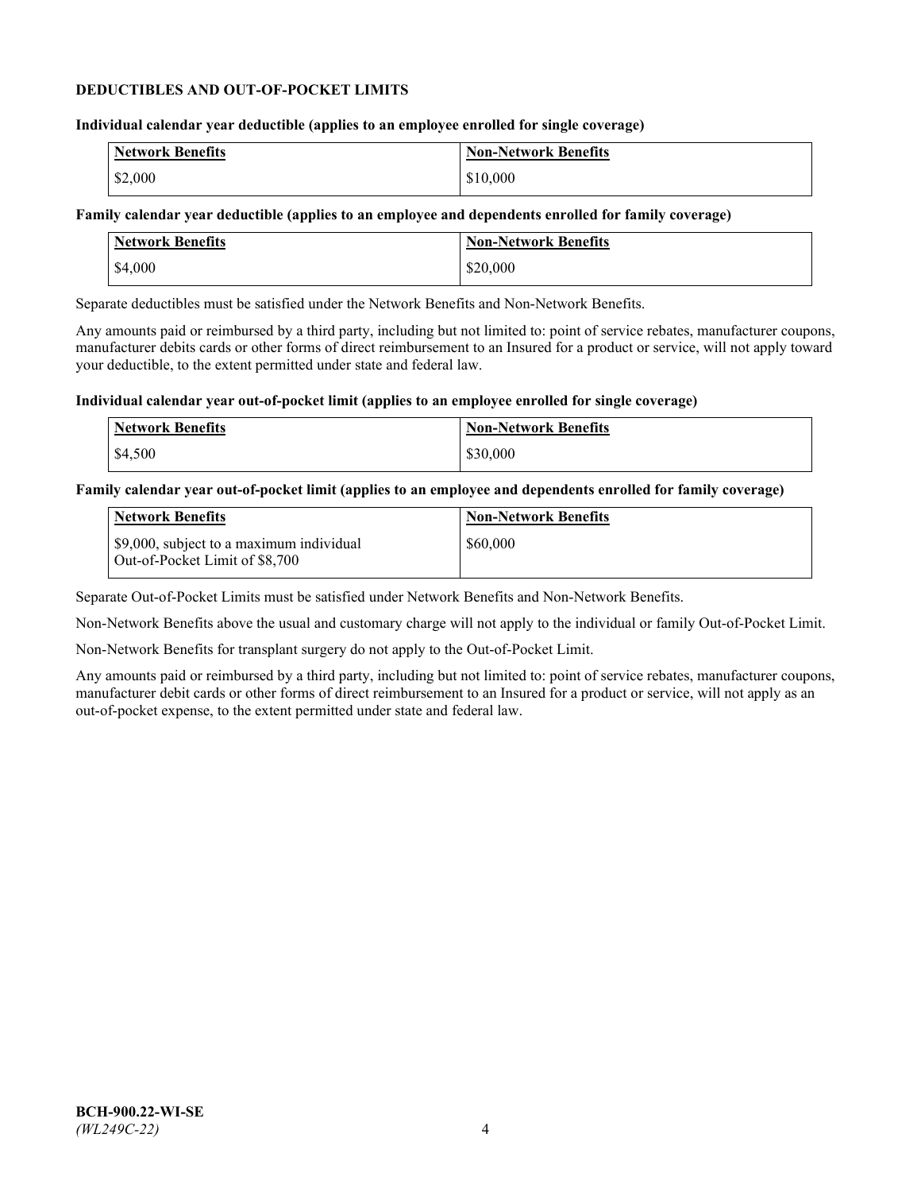**DEDUCTIBLES AND OUT-OF-POCKET LIMITS**

**Individual calendar year deductible (applies to an employee enrolled for single coverage)**

| Network Benefits | Non-Network Benefits |
| --- | --- |
| $2,000 | $10,000 |

**Family calendar year deductible (applies to an employee and dependents enrolled for family coverage)**

| Network Benefits | Non-Network Benefits |
| --- | --- |
| $4,000 | $20,000 |

Separate deductibles must be satisfied under the Network Benefits and Non-Network Benefits.

Any amounts paid or reimbursed by a third party, including but not limited to: point of service rebates, manufacturer coupons, manufacturer debits cards or other forms of direct reimbursement to an Insured for a product or service, will not apply toward your deductible, to the extent permitted under state and federal law.

**Individual calendar year out-of-pocket limit (applies to an employee enrolled for single coverage)**

| Network Benefits | Non-Network Benefits |
| --- | --- |
| $4,500 | $30,000 |

**Family calendar year out-of-pocket limit (applies to an employee and dependents enrolled for family coverage)**

| Network Benefits | Non-Network Benefits |
| --- | --- |
| $9,000, subject to a maximum individual Out-of-Pocket Limit of $8,700 | $60,000 |

Separate Out-of-Pocket Limits must be satisfied under Network Benefits and Non-Network Benefits.

Non-Network Benefits above the usual and customary charge will not apply to the individual or family Out-of-Pocket Limit.

Non-Network Benefits for transplant surgery do not apply to the Out-of-Pocket Limit.

Any amounts paid or reimbursed by a third party, including but not limited to: point of service rebates, manufacturer coupons, manufacturer debit cards or other forms of direct reimbursement to an Insured for a product or service, will not apply as an out-of-pocket expense, to the extent permitted under state and federal law.

**BCH-900.22-WI-SE**
*(WL249C-22)*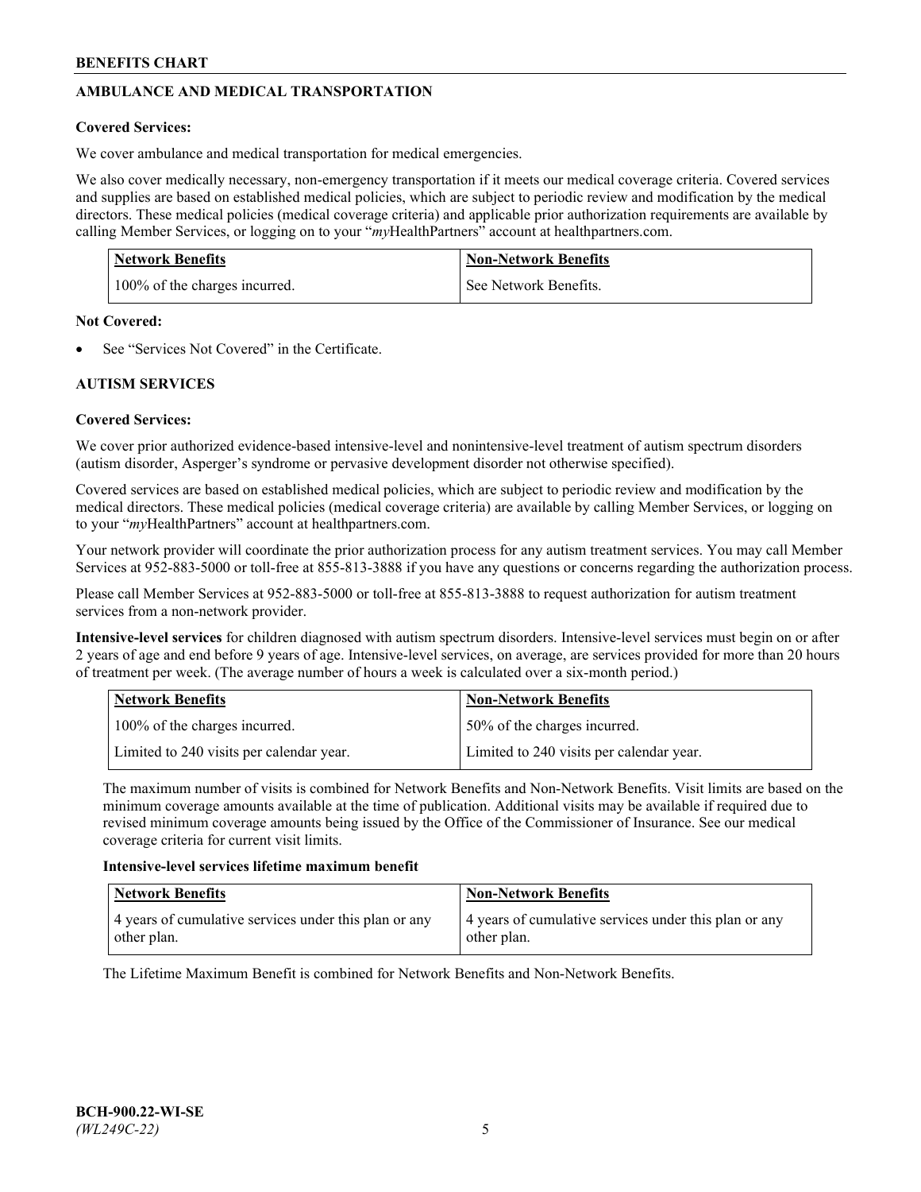## AMBULANCE AND MEDICAL TRANSPORTATION

**Covered Services:**

We cover ambulance and medical transportation for medical emergencies.

We also cover medically necessary, non-emergency transportation if it meets our medical coverage criteria. Covered services and supplies are based on established medical policies, which are subject to periodic review and modification by the medical directors. These medical policies (medical coverage criteria) and applicable prior authorization requirements are available by calling Member Services, or logging on to your "*my*HealthPartners" account at healthpartners.com.

| Network Benefits | Non-Network Benefits |
|---|---|
| 100% of the charges incurred. | See Network Benefits. |

**Not Covered:**

- See "Services Not Covered" in the Certificate.

## AUTISM SERVICES

**Covered Services:**

We cover prior authorized evidence-based intensive-level and nonintensive-level treatment of autism spectrum disorders (autism disorder, Asperger's syndrome or pervasive development disorder not otherwise specified).

Covered services are based on established medical policies, which are subject to periodic review and modification by the medical directors. These medical policies (medical coverage criteria) are available by calling Member Services, or logging on to your "*my*HealthPartners" account at healthpartners.com.

Your network provider will coordinate the prior authorization process for any autism treatment services. You may call Member Services at 952-883-5000 or toll-free at 855-813-3888 if you have any questions or concerns regarding the authorization process.

Please call Member Services at 952-883-5000 or toll-free at 855-813-3888 to request authorization for autism treatment services from a non-network provider.

**Intensive-level services** for children diagnosed with autism spectrum disorders. Intensive-level services must begin on or after 2 years of age and end before 9 years of age. Intensive-level services, on average, are services provided for more than 20 hours of treatment per week. (The average number of hours a week is calculated over a six-month period.)

| Network Benefits | Non-Network Benefits |
|---|---|
| 100% of the charges incurred. | 50% of the charges incurred. |
| Limited to 240 visits per calendar year. | Limited to 240 visits per calendar year. |

The maximum number of visits is combined for Network Benefits and Non-Network Benefits. Visit limits are based on the minimum coverage amounts available at the time of publication. Additional visits may be available if required due to revised minimum coverage amounts being issued by the Office of the Commissioner of Insurance. See our medical coverage criteria for current visit limits.

**Intensive-level services lifetime maximum benefit**

| Network Benefits | Non-Network Benefits |
|---|---|
| 4 years of cumulative services under this plan or any other plan. | 4 years of cumulative services under this plan or any other plan. |

The Lifetime Maximum Benefit is combined for Network Benefits and Non-Network Benefits.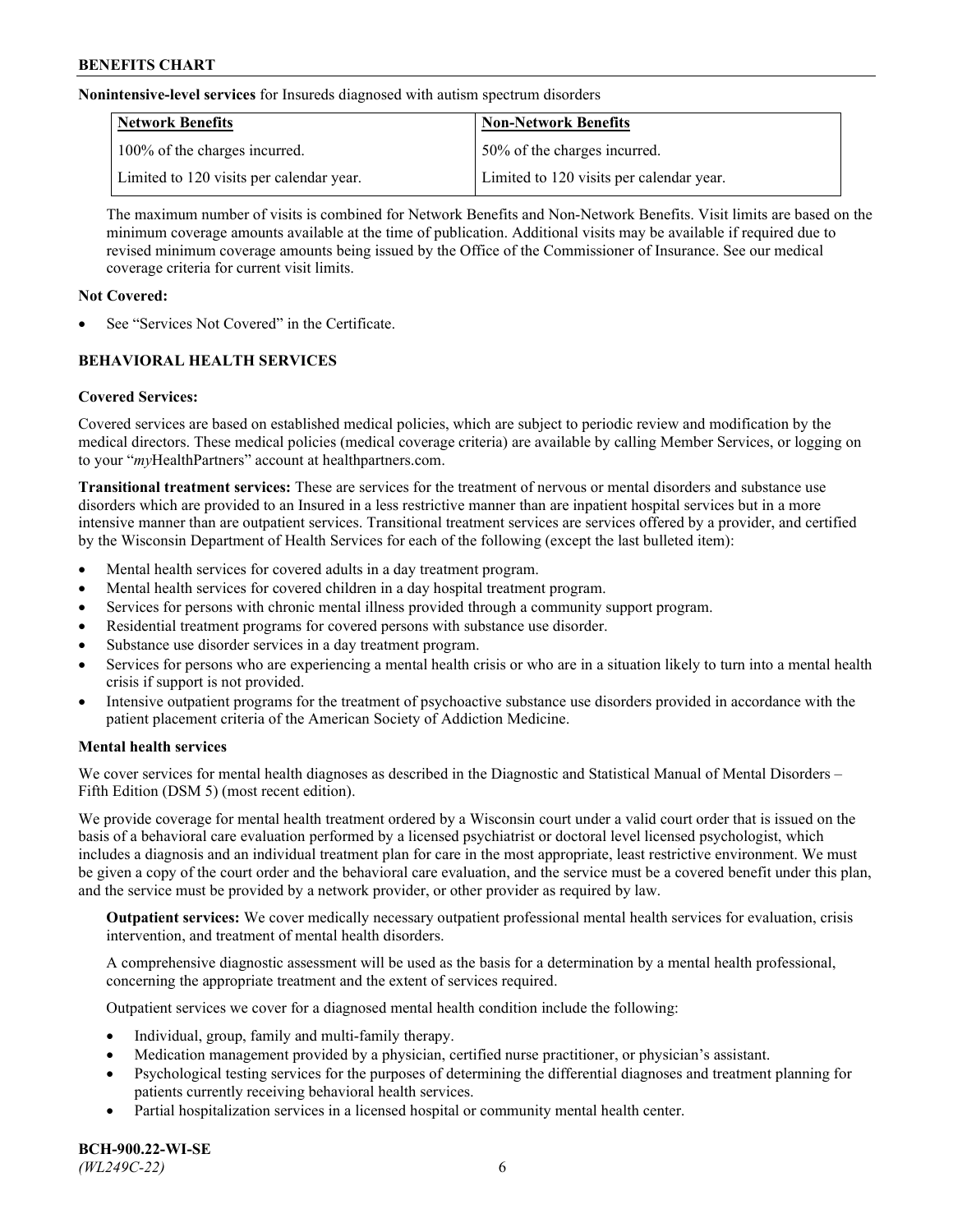**Nonintensive-level services** for Insureds diagnosed with autism spectrum disorders

| Network Benefits | Non-Network Benefits |
| --- | --- |
| 100% of the charges incurred. | 50% of the charges incurred. |
| Limited to 120 visits per calendar year. | Limited to 120 visits per calendar year. |

The maximum number of visits is combined for Network Benefits and Non-Network Benefits. Visit limits are based on the minimum coverage amounts available at the time of publication. Additional visits may be available if required due to revised minimum coverage amounts being issued by the Office of the Commissioner of Insurance. See our medical coverage criteria for current visit limits.

**Not Covered:**

- See "Services Not Covered" in the Certificate.

## BEHAVIORAL HEALTH SERVICES

**Covered Services:**

Covered services are based on established medical policies, which are subject to periodic review and modification by the medical directors. These medical policies (medical coverage criteria) are available by calling Member Services, or logging on to your "*my*HealthPartners" account at healthpartners.com.

**Transitional treatment services:** These are services for the treatment of nervous or mental disorders and substance use disorders which are provided to an Insured in a less restrictive manner than are inpatient hospital services but in a more intensive manner than are outpatient services. Transitional treatment services are services offered by a provider, and certified by the Wisconsin Department of Health Services for each of the following (except the last bulleted item):

- Mental health services for covered adults in a day treatment program.
- Mental health services for covered children in a day hospital treatment program.
- Services for persons with chronic mental illness provided through a community support program.
- Residential treatment programs for covered persons with substance use disorder.
- Substance use disorder services in a day treatment program.
- Services for persons who are experiencing a mental health crisis or who are in a situation likely to turn into a mental health crisis if support is not provided.
- Intensive outpatient programs for the treatment of psychoactive substance use disorders provided in accordance with the patient placement criteria of the American Society of Addiction Medicine.

**Mental health services**

We cover services for mental health diagnoses as described in the Diagnostic and Statistical Manual of Mental Disorders – Fifth Edition (DSM 5) (most recent edition).

We provide coverage for mental health treatment ordered by a Wisconsin court under a valid court order that is issued on the basis of a behavioral care evaluation performed by a licensed psychiatrist or doctoral level licensed psychologist, which includes a diagnosis and an individual treatment plan for care in the most appropriate, least restrictive environment. We must be given a copy of the court order and the behavioral care evaluation, and the service must be a covered benefit under this plan, and the service must be provided by a network provider, or other provider as required by law.

**Outpatient services:** We cover medically necessary outpatient professional mental health services for evaluation, crisis intervention, and treatment of mental health disorders.

A comprehensive diagnostic assessment will be used as the basis for a determination by a mental health professional, concerning the appropriate treatment and the extent of services required.

Outpatient services we cover for a diagnosed mental health condition include the following:

- Individual, group, family and multi-family therapy.
- Medication management provided by a physician, certified nurse practitioner, or physician's assistant.
- Psychological testing services for the purposes of determining the differential diagnoses and treatment planning for patients currently receiving behavioral health services.
- Partial hospitalization services in a licensed hospital or community mental health center.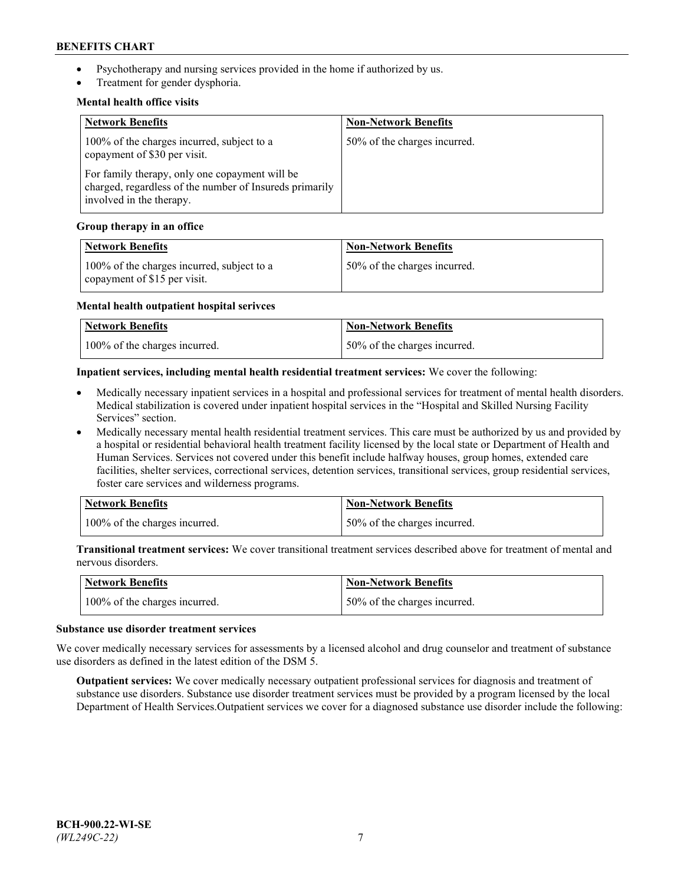- Psychotherapy and nursing services provided in the home if authorized by us.
- Treatment for gender dysphoria.

**Mental health office visits**

| Network Benefits | Non-Network Benefits |
| --- | --- |
| 100% of the charges incurred, subject to a copayment of $30 per visit.<br><br>For family therapy, only one copayment will be charged, regardless of the number of Insureds primarily involved in the therapy. | 50% of the charges incurred. |

**Group therapy in an office**

| Network Benefits | Non-Network Benefits |
| --- | --- |
| 100% of the charges incurred, subject to a copayment of $15 per visit. | 50% of the charges incurred. |

**Mental health outpatient hospital serivces**

| Network Benefits | Non-Network Benefits |
| --- | --- |
| 100% of the charges incurred. | 50% of the charges incurred. |

**Inpatient services, including mental health residential treatment services:** We cover the following:

- Medically necessary inpatient services in a hospital and professional services for treatment of mental health disorders. Medical stabilization is covered under inpatient hospital services in the "Hospital and Skilled Nursing Facility Services" section.
- Medically necessary mental health residential treatment services. This care must be authorized by us and provided by a hospital or residential behavioral health treatment facility licensed by the local state or Department of Health and Human Services. Services not covered under this benefit include halfway houses, group homes, extended care facilities, shelter services, correctional services, detention services, transitional services, group residential services, foster care services and wilderness programs.

| Network Benefits | Non-Network Benefits |
| --- | --- |
| 100% of the charges incurred. | 50% of the charges incurred. |

**Transitional treatment services:** We cover transitional treatment services described above for treatment of mental and nervous disorders.

| Network Benefits | Non-Network Benefits |
| --- | --- |
| 100% of the charges incurred. | 50% of the charges incurred. |

**Substance use disorder treatment services**

We cover medically necessary services for assessments by a licensed alcohol and drug counselor and treatment of substance use disorders as defined in the latest edition of the DSM 5.

**Outpatient services:** We cover medically necessary outpatient professional services for diagnosis and treatment of substance use disorders. Substance use disorder treatment services must be provided by a program licensed by the local Department of Health Services.Outpatient services we cover for a diagnosed substance use disorder include the following: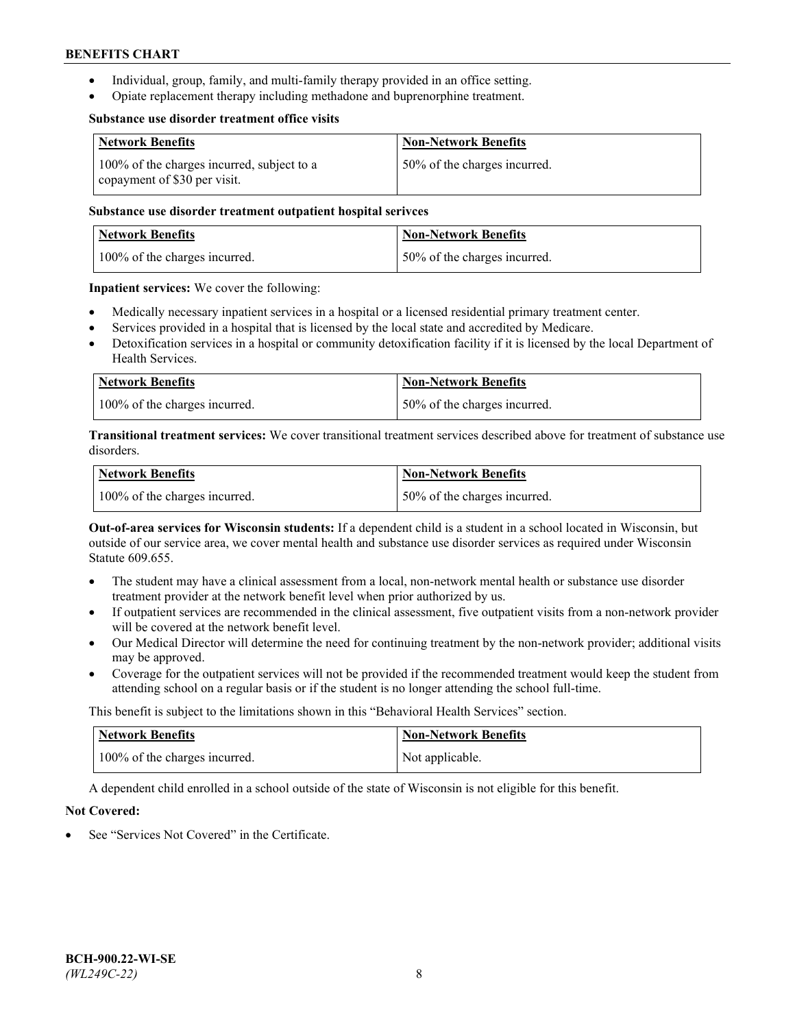- Individual, group, family, and multi-family therapy provided in an office setting.
- Opiate replacement therapy including methadone and buprenorphine treatment.

**Substance use disorder treatment office visits**

| Network Benefits | Non-Network Benefits |
| --- | --- |
| 100% of the charges incurred, subject to a copayment of $30 per visit. | 50% of the charges incurred. |

**Substance use disorder treatment outpatient hospital serivces**

| Network Benefits | Non-Network Benefits |
| --- | --- |
| 100% of the charges incurred. | 50% of the charges incurred. |

**Inpatient services:** We cover the following:

- Medically necessary inpatient services in a hospital or a licensed residential primary treatment center.
- Services provided in a hospital that is licensed by the local state and accredited by Medicare.
- Detoxification services in a hospital or community detoxification facility if it is licensed by the local Department of Health Services.

| Network Benefits | Non-Network Benefits |
| --- | --- |
| 100% of the charges incurred. | 50% of the charges incurred. |

**Transitional treatment services:** We cover transitional treatment services described above for treatment of substance use disorders.

| Network Benefits | Non-Network Benefits |
| --- | --- |
| 100% of the charges incurred. | 50% of the charges incurred. |

**Out-of-area services for Wisconsin students:** If a dependent child is a student in a school located in Wisconsin, but outside of our service area, we cover mental health and substance use disorder services as required under Wisconsin Statute 609.655.

- The student may have a clinical assessment from a local, non-network mental health or substance use disorder treatment provider at the network benefit level when prior authorized by us.
- If outpatient services are recommended in the clinical assessment, five outpatient visits from a non-network provider will be covered at the network benefit level.
- Our Medical Director will determine the need for continuing treatment by the non-network provider; additional visits may be approved.
- Coverage for the outpatient services will not be provided if the recommended treatment would keep the student from attending school on a regular basis or if the student is no longer attending the school full-time.

This benefit is subject to the limitations shown in this "Behavioral Health Services" section.

| Network Benefits | Non-Network Benefits |
| --- | --- |
| 100% of the charges incurred. | Not applicable. |

A dependent child enrolled in a school outside of the state of Wisconsin is not eligible for this benefit.

**Not Covered:**

- See "Services Not Covered" in the Certificate.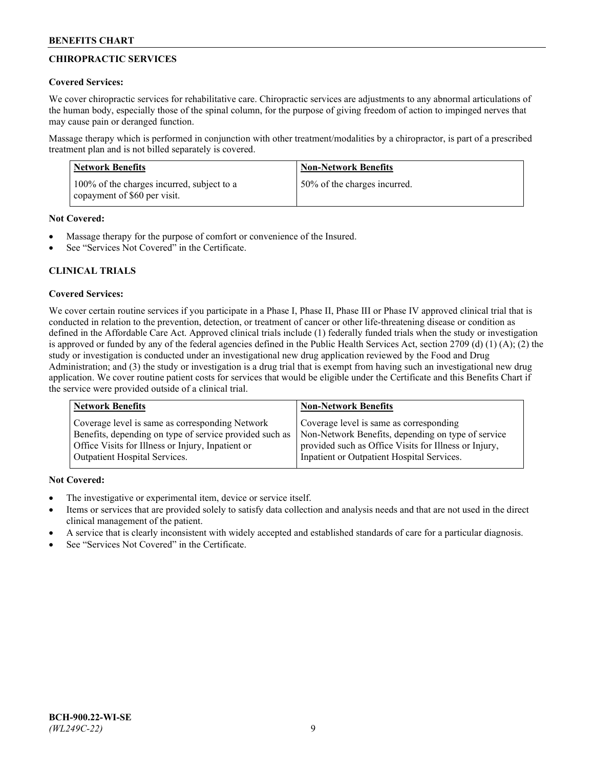## CHIROPRACTIC SERVICES

**Covered Services:**

We cover chiropractic services for rehabilitative care. Chiropractic services are adjustments to any abnormal articulations of the human body, especially those of the spinal column, for the purpose of giving freedom of action to impinged nerves that may cause pain or deranged function.

Massage therapy which is performed in conjunction with other treatment/modalities by a chiropractor, is part of a prescribed treatment plan and is not billed separately is covered.

| Network Benefits | Non-Network Benefits |
| --- | --- |
| 100% of the charges incurred, subject to a copayment of $60 per visit. | 50% of the charges incurred. |

**Not Covered:**

- Massage therapy for the purpose of comfort or convenience of the Insured.
- See "Services Not Covered" in the Certificate.

## CLINICAL TRIALS

**Covered Services:**

We cover certain routine services if you participate in a Phase I, Phase II, Phase III or Phase IV approved clinical trial that is conducted in relation to the prevention, detection, or treatment of cancer or other life-threatening disease or condition as defined in the Affordable Care Act. Approved clinical trials include (1) federally funded trials when the study or investigation is approved or funded by any of the federal agencies defined in the Public Health Services Act, section 2709 (d) (1) (A); (2) the study or investigation is conducted under an investigational new drug application reviewed by the Food and Drug Administration; and (3) the study or investigation is a drug trial that is exempt from having such an investigational new drug application. We cover routine patient costs for services that would be eligible under the Certificate and this Benefits Chart if the service were provided outside of a clinical trial.

| Network Benefits | Non-Network Benefits |
| --- | --- |
| Coverage level is same as corresponding Network Benefits, depending on type of service provided such as Office Visits for Illness or Injury, Inpatient or Outpatient Hospital Services. | Coverage level is same as corresponding Non-Network Benefits, depending on type of service provided such as Office Visits for Illness or Injury, Inpatient or Outpatient Hospital Services. |

**Not Covered:**

- The investigative or experimental item, device or service itself.
- Items or services that are provided solely to satisfy data collection and analysis needs and that are not used in the direct clinical management of the patient.
- A service that is clearly inconsistent with widely accepted and established standards of care for a particular diagnosis.
- See "Services Not Covered" in the Certificate.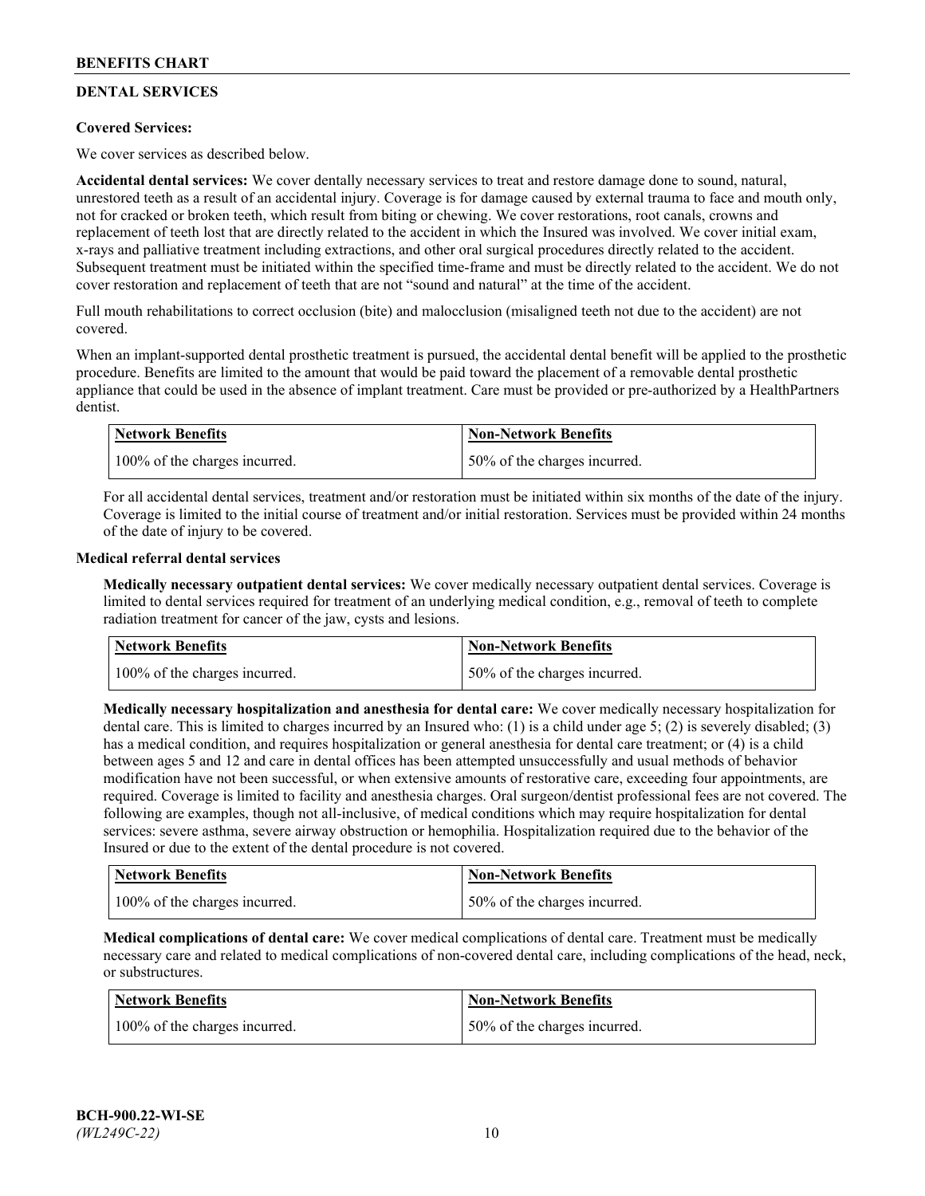## DENTAL SERVICES

**Covered Services:**

We cover services as described below.

**Accidental dental services:** We cover dentally necessary services to treat and restore damage done to sound, natural, unrestored teeth as a result of an accidental injury. Coverage is for damage caused by external trauma to face and mouth only, not for cracked or broken teeth, which result from biting or chewing. We cover restorations, root canals, crowns and replacement of teeth lost that are directly related to the accident in which the Insured was involved. We cover initial exam, x-rays and palliative treatment including extractions, and other oral surgical procedures directly related to the accident. Subsequent treatment must be initiated within the specified time-frame and must be directly related to the accident. We do not cover restoration and replacement of teeth that are not "sound and natural" at the time of the accident.

Full mouth rehabilitations to correct occlusion (bite) and malocclusion (misaligned teeth not due to the accident) are not covered.

When an implant-supported dental prosthetic treatment is pursued, the accidental dental benefit will be applied to the prosthetic procedure. Benefits are limited to the amount that would be paid toward the placement of a removable dental prosthetic appliance that could be used in the absence of implant treatment. Care must be provided or pre-authorized by a HealthPartners dentist.

| Network Benefits | Non-Network Benefits |
| --- | --- |
| 100% of the charges incurred. | 50% of the charges incurred. |

For all accidental dental services, treatment and/or restoration must be initiated within six months of the date of the injury. Coverage is limited to the initial course of treatment and/or initial restoration. Services must be provided within 24 months of the date of injury to be covered.

**Medical referral dental services**

**Medically necessary outpatient dental services:** We cover medically necessary outpatient dental services. Coverage is limited to dental services required for treatment of an underlying medical condition, e.g., removal of teeth to complete radiation treatment for cancer of the jaw, cysts and lesions.

| Network Benefits | Non-Network Benefits |
| --- | --- |
| 100% of the charges incurred. | 50% of the charges incurred. |

**Medically necessary hospitalization and anesthesia for dental care:** We cover medically necessary hospitalization for dental care. This is limited to charges incurred by an Insured who: (1) is a child under age 5; (2) is severely disabled; (3) has a medical condition, and requires hospitalization or general anesthesia for dental care treatment; or (4) is a child between ages 5 and 12 and care in dental offices has been attempted unsuccessfully and usual methods of behavior modification have not been successful, or when extensive amounts of restorative care, exceeding four appointments, are required. Coverage is limited to facility and anesthesia charges. Oral surgeon/dentist professional fees are not covered. The following are examples, though not all-inclusive, of medical conditions which may require hospitalization for dental services: severe asthma, severe airway obstruction or hemophilia. Hospitalization required due to the behavior of the Insured or due to the extent of the dental procedure is not covered.

| Network Benefits | Non-Network Benefits |
| --- | --- |
| 100% of the charges incurred. | 50% of the charges incurred. |

**Medical complications of dental care:** We cover medical complications of dental care. Treatment must be medically necessary care and related to medical complications of non-covered dental care, including complications of the head, neck, or substructures.

| Network Benefits | Non-Network Benefits |
| --- | --- |
| 100% of the charges incurred. | 50% of the charges incurred. |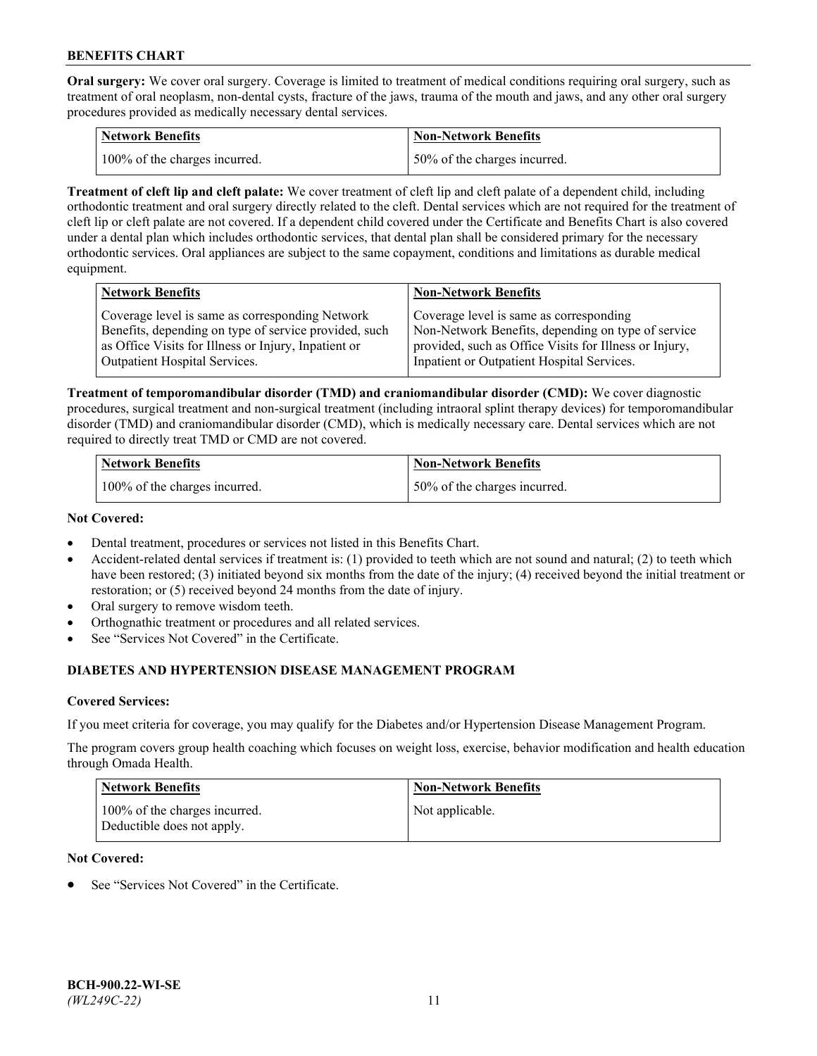**Oral surgery:** We cover oral surgery. Coverage is limited to treatment of medical conditions requiring oral surgery, such as treatment of oral neoplasm, non-dental cysts, fracture of the jaws, trauma of the mouth and jaws, and any other oral surgery procedures provided as medically necessary dental services.

| Network Benefits | Non-Network Benefits |
| --- | --- |
| 100% of the charges incurred. | 50% of the charges incurred. |

**Treatment of cleft lip and cleft palate:** We cover treatment of cleft lip and cleft palate of a dependent child, including orthodontic treatment and oral surgery directly related to the cleft. Dental services which are not required for the treatment of cleft lip or cleft palate are not covered. If a dependent child covered under the Certificate and Benefits Chart is also covered under a dental plan which includes orthodontic services, that dental plan shall be considered primary for the necessary orthodontic services. Oral appliances are subject to the same copayment, conditions and limitations as durable medical equipment.

| Network Benefits | Non-Network Benefits |
| --- | --- |
| Coverage level is same as corresponding Network Benefits, depending on type of service provided, such as Office Visits for Illness or Injury, Inpatient or Outpatient Hospital Services. | Coverage level is same as corresponding Non-Network Benefits, depending on type of service provided, such as Office Visits for Illness or Injury, Inpatient or Outpatient Hospital Services. |

**Treatment of temporomandibular disorder (TMD) and craniomandibular disorder (CMD):** We cover diagnostic procedures, surgical treatment and non-surgical treatment (including intraoral splint therapy devices) for temporomandibular disorder (TMD) and craniomandibular disorder (CMD), which is medically necessary care. Dental services which are not required to directly treat TMD or CMD are not covered.

| Network Benefits | Non-Network Benefits |
| --- | --- |
| 100% of the charges incurred. | 50% of the charges incurred. |

**Not Covered:**

- Dental treatment, procedures or services not listed in this Benefits Chart.
- Accident-related dental services if treatment is: (1) provided to teeth which are not sound and natural; (2) to teeth which have been restored; (3) initiated beyond six months from the date of the injury; (4) received beyond the initial treatment or restoration; or (5) received beyond 24 months from the date of injury.
- Oral surgery to remove wisdom teeth.
- Orthognathic treatment or procedures and all related services.
- See "Services Not Covered" in the Certificate.

## DIABETES AND HYPERTENSION DISEASE MANAGEMENT PROGRAM

**Covered Services:**

If you meet criteria for coverage, you may qualify for the Diabetes and/or Hypertension Disease Management Program.

The program covers group health coaching which focuses on weight loss, exercise, behavior modification and health education through Omada Health.

| Network Benefits | Non-Network Benefits |
| --- | --- |
| 100% of the charges incurred. Deductible does not apply. | Not applicable. |

**Not Covered:**

- See "Services Not Covered" in the Certificate.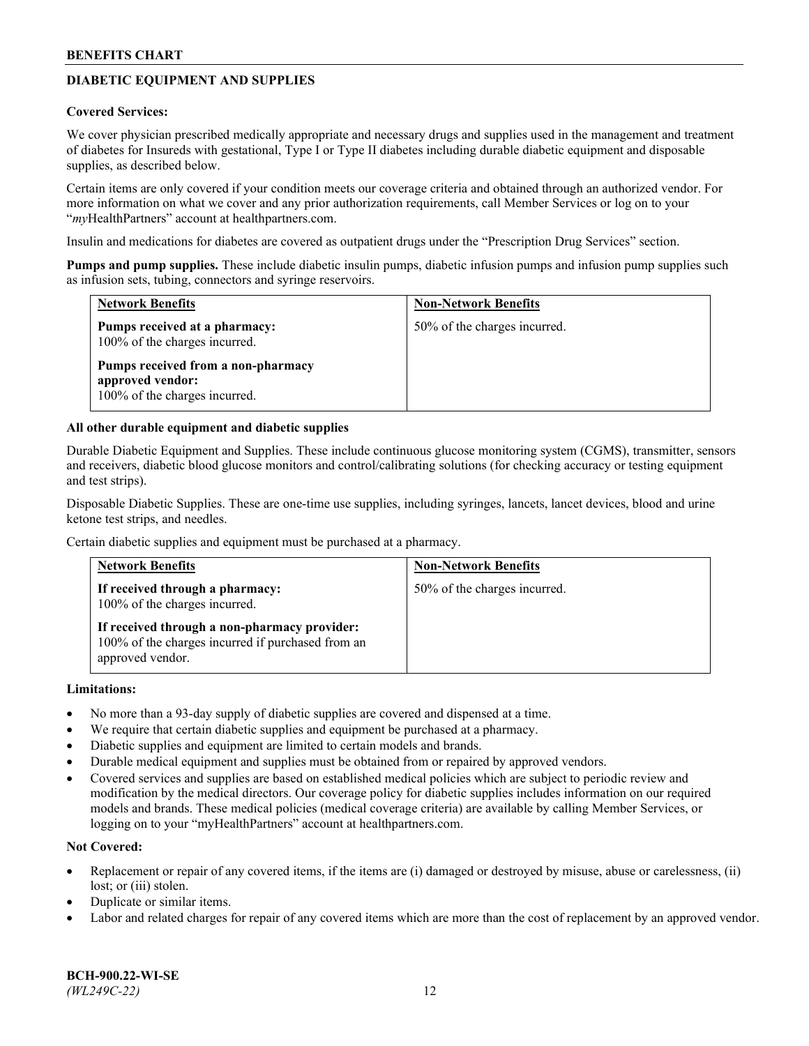## DIABETIC EQUIPMENT AND SUPPLIES

**Covered Services:**

We cover physician prescribed medically appropriate and necessary drugs and supplies used in the management and treatment of diabetes for Insureds with gestational, Type I or Type II diabetes including durable diabetic equipment and disposable supplies, as described below.

Certain items are only covered if your condition meets our coverage criteria and obtained through an authorized vendor. For more information on what we cover and any prior authorization requirements, call Member Services or log on to your "*my*HealthPartners" account at healthpartners.com.

Insulin and medications for diabetes are covered as outpatient drugs under the "Prescription Drug Services" section.

**Pumps and pump supplies.** These include diabetic insulin pumps, diabetic infusion pumps and infusion pump supplies such as infusion sets, tubing, connectors and syringe reservoirs.

| Network Benefits | Non-Network Benefits |
|---|---|
| **Pumps received at a pharmacy:** 100% of the charges incurred.<br><br>**Pumps received from a non-pharmacy approved vendor:** 100% of the charges incurred. | 50% of the charges incurred. |

**All other durable equipment and diabetic supplies**

Durable Diabetic Equipment and Supplies. These include continuous glucose monitoring system (CGMS), transmitter, sensors and receivers, diabetic blood glucose monitors and control/calibrating solutions (for checking accuracy or testing equipment and test strips).

Disposable Diabetic Supplies. These are one-time use supplies, including syringes, lancets, lancet devices, blood and urine ketone test strips, and needles.

Certain diabetic supplies and equipment must be purchased at a pharmacy.

| Network Benefits | Non-Network Benefits |
|---|---|
| **If received through a pharmacy:** 100% of the charges incurred.<br><br>**If received through a non-pharmacy provider:** 100% of the charges incurred if purchased from an approved vendor. | 50% of the charges incurred. |

**Limitations:**

- No more than a 93-day supply of diabetic supplies are covered and dispensed at a time.
- We require that certain diabetic supplies and equipment be purchased at a pharmacy.
- Diabetic supplies and equipment are limited to certain models and brands.
- Durable medical equipment and supplies must be obtained from or repaired by approved vendors.
- Covered services and supplies are based on established medical policies which are subject to periodic review and modification by the medical directors. Our coverage policy for diabetic supplies includes information on our required models and brands. These medical policies (medical coverage criteria) are available by calling Member Services, or logging on to your "myHealthPartners" account at healthpartners.com.

**Not Covered:**

- Replacement or repair of any covered items, if the items are (i) damaged or destroyed by misuse, abuse or carelessness, (ii) lost; or (iii) stolen.
- Duplicate or similar items.
- Labor and related charges for repair of any covered items which are more than the cost of replacement by an approved vendor.

BCH-900.22-WI-SE
*(WL249C-22)*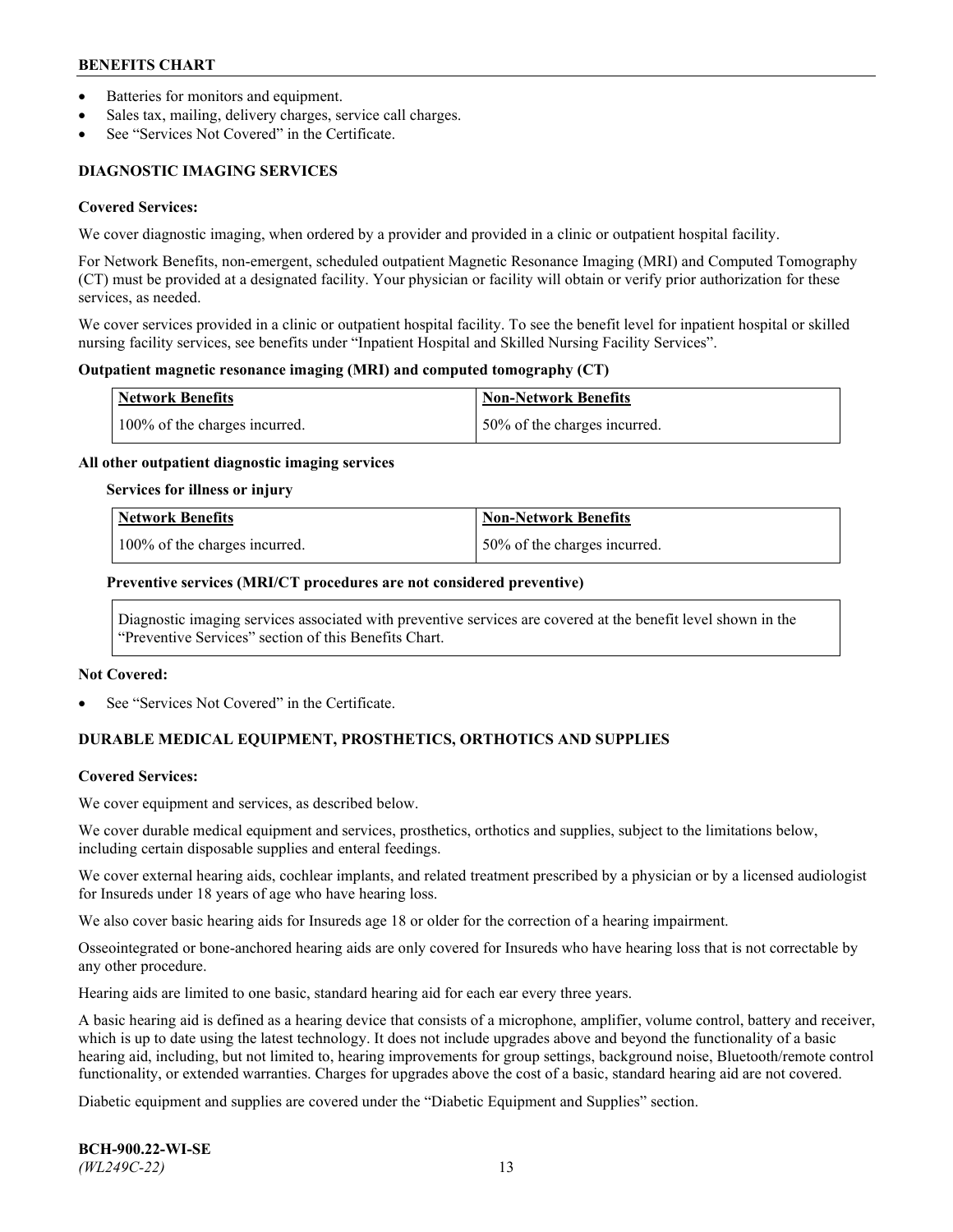- Batteries for monitors and equipment.
- Sales tax, mailing, delivery charges, service call charges.
- See "Services Not Covered" in the Certificate.

## DIAGNOSTIC IMAGING SERVICES

**Covered Services:**

We cover diagnostic imaging, when ordered by a provider and provided in a clinic or outpatient hospital facility.

For Network Benefits, non-emergent, scheduled outpatient Magnetic Resonance Imaging (MRI) and Computed Tomography (CT) must be provided at a designated facility. Your physician or facility will obtain or verify prior authorization for these services, as needed.

We cover services provided in a clinic or outpatient hospital facility. To see the benefit level for inpatient hospital or skilled nursing facility services, see benefits under "Inpatient Hospital and Skilled Nursing Facility Services".

**Outpatient magnetic resonance imaging (MRI) and computed tomography (CT)**

| Network Benefits | Non-Network Benefits |
| --- | --- |
| 100% of the charges incurred. | 50% of the charges incurred. |

**All other outpatient diagnostic imaging services**

**Services for illness or injury**

| Network Benefits | Non-Network Benefits |
| --- | --- |
| 100% of the charges incurred. | 50% of the charges incurred. |

**Preventive services (MRI/CT procedures are not considered preventive)**

Diagnostic imaging services associated with preventive services are covered at the benefit level shown in the "Preventive Services" section of this Benefits Chart.

**Not Covered:**

- See "Services Not Covered" in the Certificate.

## DURABLE MEDICAL EQUIPMENT, PROSTHETICS, ORTHOTICS AND SUPPLIES

**Covered Services:**

We cover equipment and services, as described below.

We cover durable medical equipment and services, prosthetics, orthotics and supplies, subject to the limitations below, including certain disposable supplies and enteral feedings.

We cover external hearing aids, cochlear implants, and related treatment prescribed by a physician or by a licensed audiologist for Insureds under 18 years of age who have hearing loss.

We also cover basic hearing aids for Insureds age 18 or older for the correction of a hearing impairment.

Osseointegrated or bone-anchored hearing aids are only covered for Insureds who have hearing loss that is not correctable by any other procedure.

Hearing aids are limited to one basic, standard hearing aid for each ear every three years.

A basic hearing aid is defined as a hearing device that consists of a microphone, amplifier, volume control, battery and receiver, which is up to date using the latest technology. It does not include upgrades above and beyond the functionality of a basic hearing aid, including, but not limited to, hearing improvements for group settings, background noise, Bluetooth/remote control functionality, or extended warranties. Charges for upgrades above the cost of a basic, standard hearing aid are not covered.

Diabetic equipment and supplies are covered under the "Diabetic Equipment and Supplies" section.

**BCH-900.22-WI-SE**
*(WL249C-22)*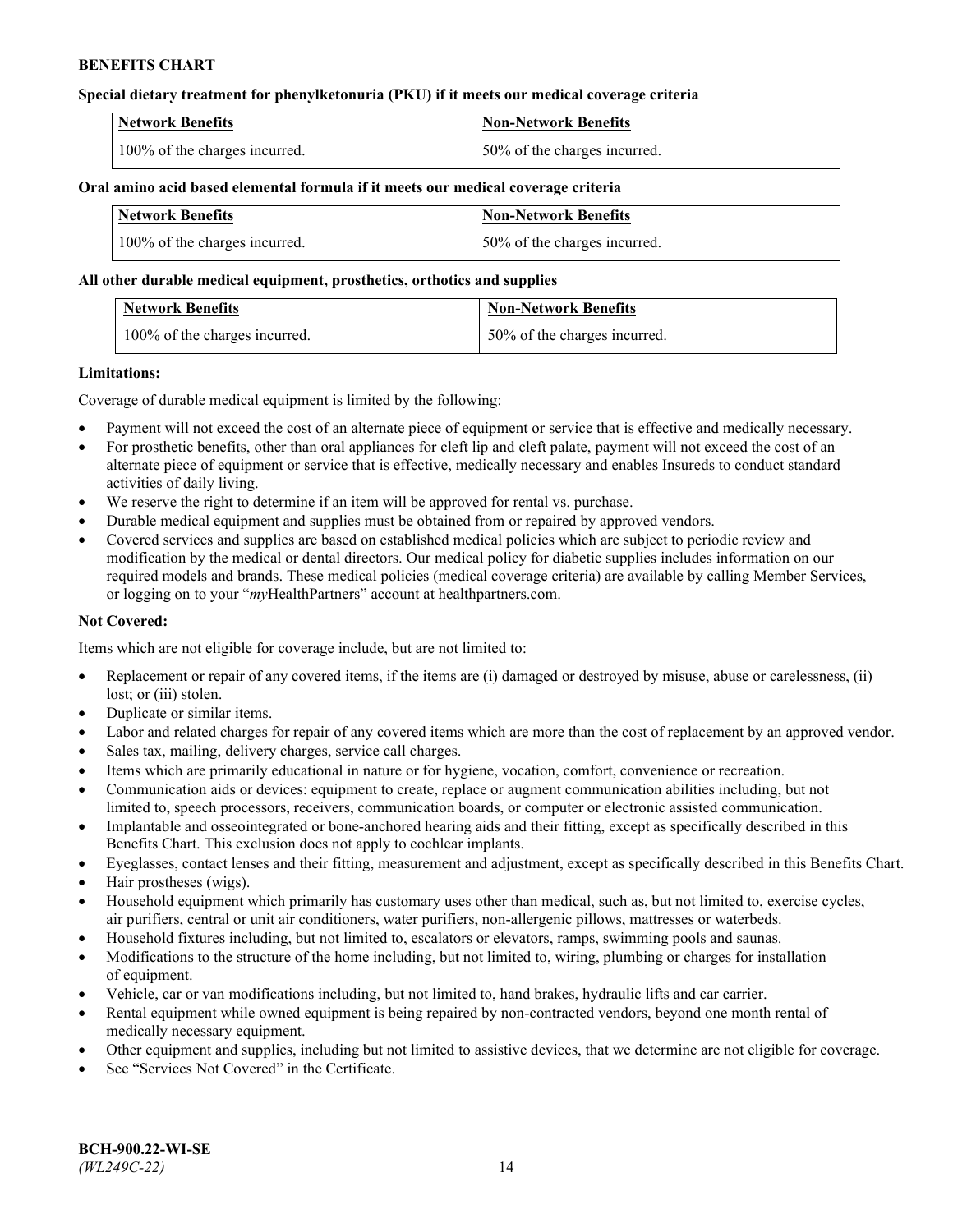**Special dietary treatment for phenylketonuria (PKU) if it meets our medical coverage criteria**

| Network Benefits | Non-Network Benefits |
|---|---|
| 100% of the charges incurred. | 50% of the charges incurred. |

**Oral amino acid based elemental formula if it meets our medical coverage criteria**

| Network Benefits | Non-Network Benefits |
|---|---|
| 100% of the charges incurred. | 50% of the charges incurred. |

**All other durable medical equipment, prosthetics, orthotics and supplies**

| Network Benefits | Non-Network Benefits |
|---|---|
| 100% of the charges incurred. | 50% of the charges incurred. |

**Limitations:**

Coverage of durable medical equipment is limited by the following:

- Payment will not exceed the cost of an alternate piece of equipment or service that is effective and medically necessary.
- For prosthetic benefits, other than oral appliances for cleft lip and cleft palate, payment will not exceed the cost of an alternate piece of equipment or service that is effective, medically necessary and enables Insureds to conduct standard activities of daily living.
- We reserve the right to determine if an item will be approved for rental vs. purchase.
- Durable medical equipment and supplies must be obtained from or repaired by approved vendors.
- Covered services and supplies are based on established medical policies which are subject to periodic review and modification by the medical or dental directors. Our medical policy for diabetic supplies includes information on our required models and brands. These medical policies (medical coverage criteria) are available by calling Member Services, or logging on to your "*my*HealthPartners" account at healthpartners.com.

**Not Covered:**

Items which are not eligible for coverage include, but are not limited to:

- Replacement or repair of any covered items, if the items are (i) damaged or destroyed by misuse, abuse or carelessness, (ii) lost; or (iii) stolen.
- Duplicate or similar items.
- Labor and related charges for repair of any covered items which are more than the cost of replacement by an approved vendor.
- Sales tax, mailing, delivery charges, service call charges.
- Items which are primarily educational in nature or for hygiene, vocation, comfort, convenience or recreation.
- Communication aids or devices: equipment to create, replace or augment communication abilities including, but not limited to, speech processors, receivers, communication boards, or computer or electronic assisted communication.
- Implantable and osseointegrated or bone-anchored hearing aids and their fitting, except as specifically described in this Benefits Chart. This exclusion does not apply to cochlear implants.
- Eyeglasses, contact lenses and their fitting, measurement and adjustment, except as specifically described in this Benefits Chart.
- Hair prostheses (wigs).
- Household equipment which primarily has customary uses other than medical, such as, but not limited to, exercise cycles, air purifiers, central or unit air conditioners, water purifiers, non-allergenic pillows, mattresses or waterbeds.
- Household fixtures including, but not limited to, escalators or elevators, ramps, swimming pools and saunas.
- Modifications to the structure of the home including, but not limited to, wiring, plumbing or charges for installation of equipment.
- Vehicle, car or van modifications including, but not limited to, hand brakes, hydraulic lifts and car carrier.
- Rental equipment while owned equipment is being repaired by non-contracted vendors, beyond one month rental of medically necessary equipment.
- Other equipment and supplies, including but not limited to assistive devices, that we determine are not eligible for coverage.
- See "Services Not Covered" in the Certificate.

**BCH-900.22-WI-SE**
*(WL249C-22)*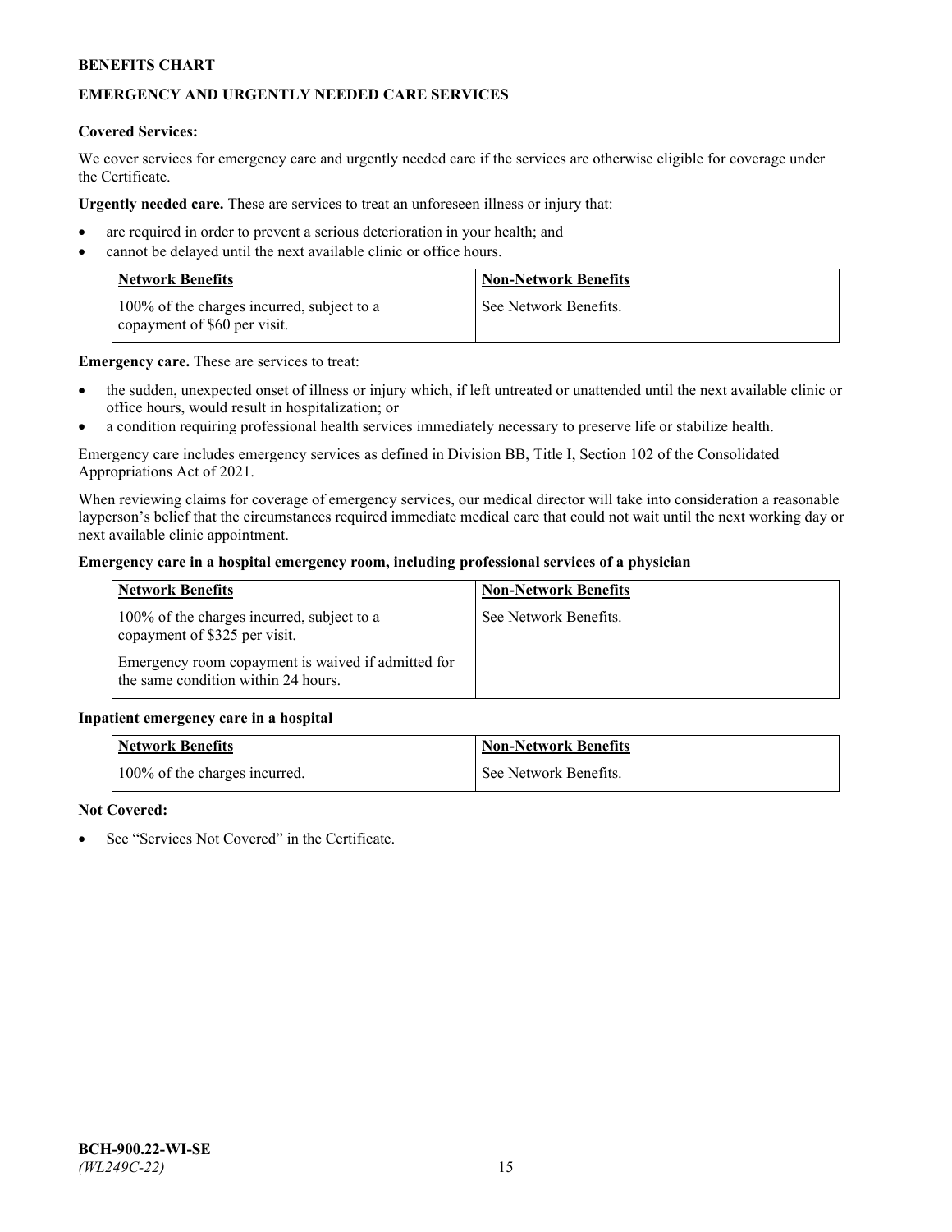## EMERGENCY AND URGENTLY NEEDED CARE SERVICES

**Covered Services:**

We cover services for emergency care and urgently needed care if the services are otherwise eligible for coverage under the Certificate.

**Urgently needed care.** These are services to treat an unforeseen illness or injury that:

- are required in order to prevent a serious deterioration in your health; and
- cannot be delayed until the next available clinic or office hours.

| Network Benefits | Non-Network Benefits |
| --- | --- |
| 100% of the charges incurred, subject to a copayment of $60 per visit. | See Network Benefits. |

**Emergency care.** These are services to treat:

- the sudden, unexpected onset of illness or injury which, if left untreated or unattended until the next available clinic or office hours, would result in hospitalization; or
- a condition requiring professional health services immediately necessary to preserve life or stabilize health.

Emergency care includes emergency services as defined in Division BB, Title I, Section 102 of the Consolidated Appropriations Act of 2021.

When reviewing claims for coverage of emergency services, our medical director will take into consideration a reasonable layperson's belief that the circumstances required immediate medical care that could not wait until the next working day or next available clinic appointment.

**Emergency care in a hospital emergency room, including professional services of a physician**

| Network Benefits | Non-Network Benefits |
| --- | --- |
| 100% of the charges incurred, subject to a copayment of $325 per visit.<br><br>Emergency room copayment is waived if admitted for the same condition within 24 hours. | See Network Benefits. |

**Inpatient emergency care in a hospital**

| Network Benefits | Non-Network Benefits |
| --- | --- |
| 100% of the charges incurred. | See Network Benefits. |

**Not Covered:**

- See "Services Not Covered" in the Certificate.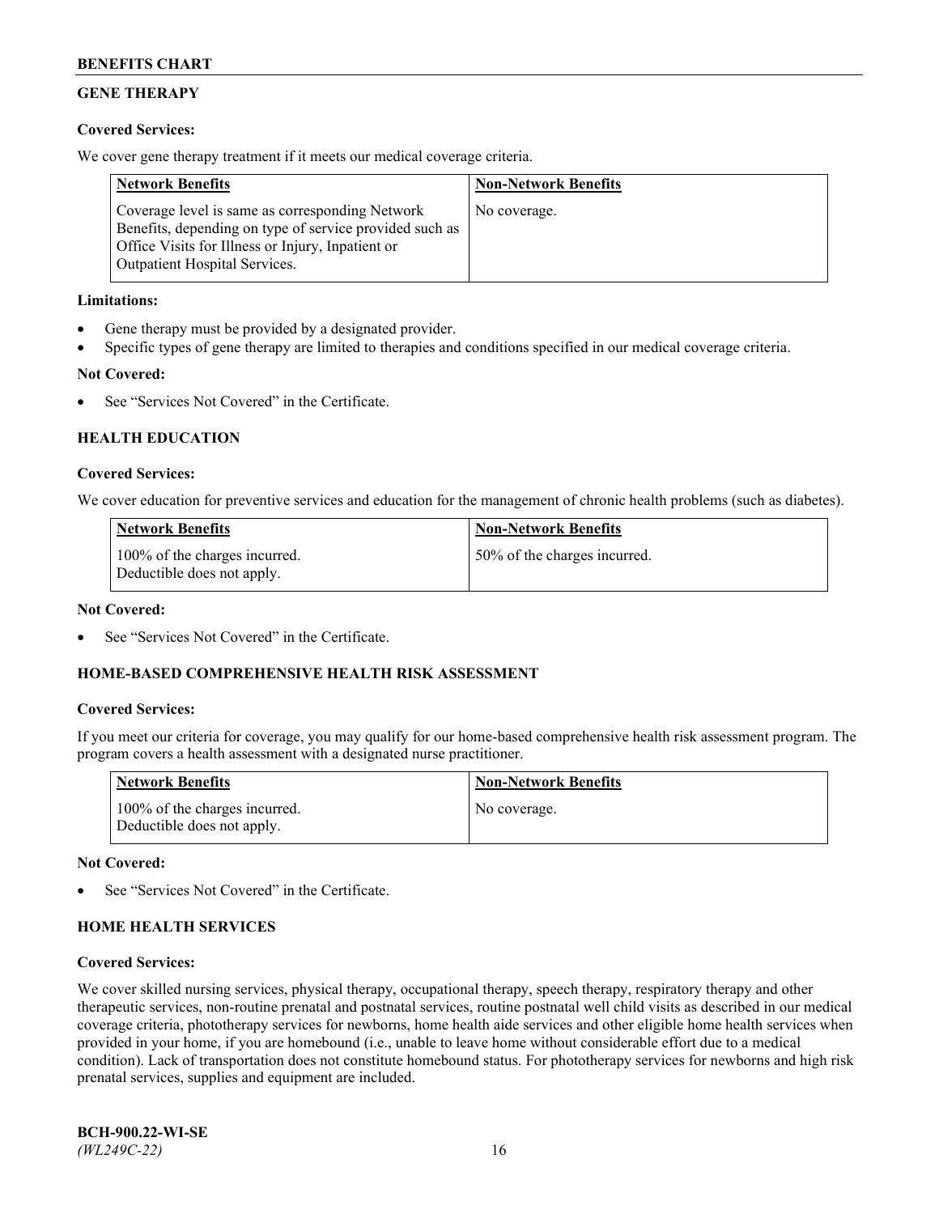## GENE THERAPY

**Covered Services:**

We cover gene therapy treatment if it meets our medical coverage criteria.

| Network Benefits | Non-Network Benefits |
|---|---|
| Coverage level is same as corresponding Network Benefits, depending on type of service provided such as Office Visits for Illness or Injury, Inpatient or Outpatient Hospital Services. | No coverage. |

**Limitations:**

- Gene therapy must be provided by a designated provider.
- Specific types of gene therapy are limited to therapies and conditions specified in our medical coverage criteria.

**Not Covered:**

- See "Services Not Covered" in the Certificate.

## HEALTH EDUCATION

**Covered Services:**

We cover education for preventive services and education for the management of chronic health problems (such as diabetes).

| Network Benefits | Non-Network Benefits |
|---|---|
| 100% of the charges incurred. Deductible does not apply. | 50% of the charges incurred. |

**Not Covered:**

- See "Services Not Covered" in the Certificate.

## HOME-BASED COMPREHENSIVE HEALTH RISK ASSESSMENT

**Covered Services:**

If you meet our criteria for coverage, you may qualify for our home-based comprehensive health risk assessment program. The program covers a health assessment with a designated nurse practitioner.

| Network Benefits | Non-Network Benefits |
|---|---|
| 100% of the charges incurred. Deductible does not apply. | No coverage. |

**Not Covered:**

- See "Services Not Covered" in the Certificate.

## HOME HEALTH SERVICES

**Covered Services:**

We cover skilled nursing services, physical therapy, occupational therapy, speech therapy, respiratory therapy and other therapeutic services, non-routine prenatal and postnatal services, routine postnatal well child visits as described in our medical coverage criteria, phototherapy services for newborns, home health aide services and other eligible home health services when provided in your home, if you are homebound (i.e., unable to leave home without considerable effort due to a medical condition). Lack of transportation does not constitute homebound status. For phototherapy services for newborns and high risk prenatal services, supplies and equipment are included.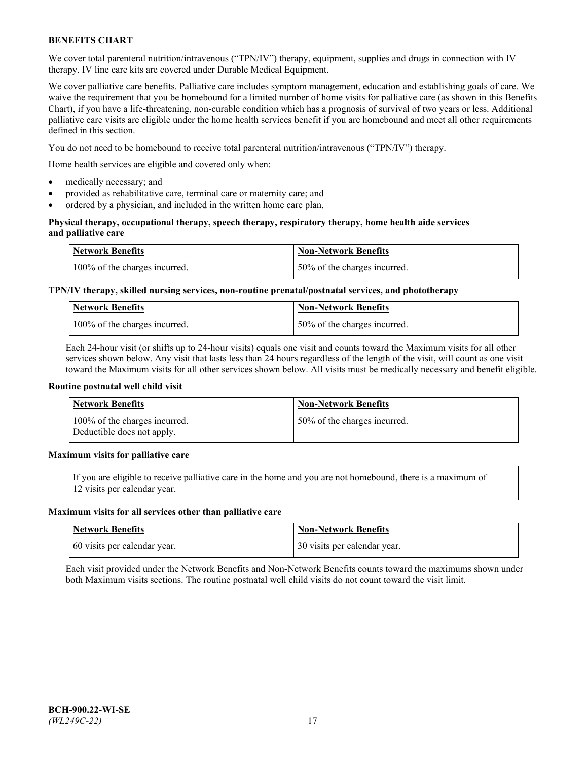We cover total parenteral nutrition/intravenous ("TPN/IV") therapy, equipment, supplies and drugs in connection with IV therapy. IV line care kits are covered under Durable Medical Equipment.

We cover palliative care benefits. Palliative care includes symptom management, education and establishing goals of care. We waive the requirement that you be homebound for a limited number of home visits for palliative care (as shown in this Benefits Chart), if you have a life-threatening, non-curable condition which has a prognosis of survival of two years or less. Additional palliative care visits are eligible under the home health services benefit if you are homebound and meet all other requirements defined in this section.

You do not need to be homebound to receive total parenteral nutrition/intravenous ("TPN/IV") therapy.

Home health services are eligible and covered only when:

- medically necessary; and
- provided as rehabilitative care, terminal care or maternity care; and
- ordered by a physician, and included in the written home care plan.

**Physical therapy, occupational therapy, speech therapy, respiratory therapy, home health aide services and palliative care**

| Network Benefits | Non-Network Benefits |
|---|---|
| 100% of the charges incurred. | 50% of the charges incurred. |

**TPN/IV therapy, skilled nursing services, non-routine prenatal/postnatal services, and phototherapy**

| Network Benefits | Non-Network Benefits |
|---|---|
| 100% of the charges incurred. | 50% of the charges incurred. |

Each 24-hour visit (or shifts up to 24-hour visits) equals one visit and counts toward the Maximum visits for all other services shown below. Any visit that lasts less than 24 hours regardless of the length of the visit, will count as one visit toward the Maximum visits for all other services shown below. All visits must be medically necessary and benefit eligible.

**Routine postnatal well child visit**

| Network Benefits | Non-Network Benefits |
|---|---|
| 100% of the charges incurred. Deductible does not apply. | 50% of the charges incurred. |

**Maximum visits for palliative care**

If you are eligible to receive palliative care in the home and you are not homebound, there is a maximum of 12 visits per calendar year.

**Maximum visits for all services other than palliative care**

| Network Benefits | Non-Network Benefits |
|---|---|
| 60 visits per calendar year. | 30 visits per calendar year. |

Each visit provided under the Network Benefits and Non-Network Benefits counts toward the maximums shown under both Maximum visits sections. The routine postnatal well child visits do not count toward the visit limit.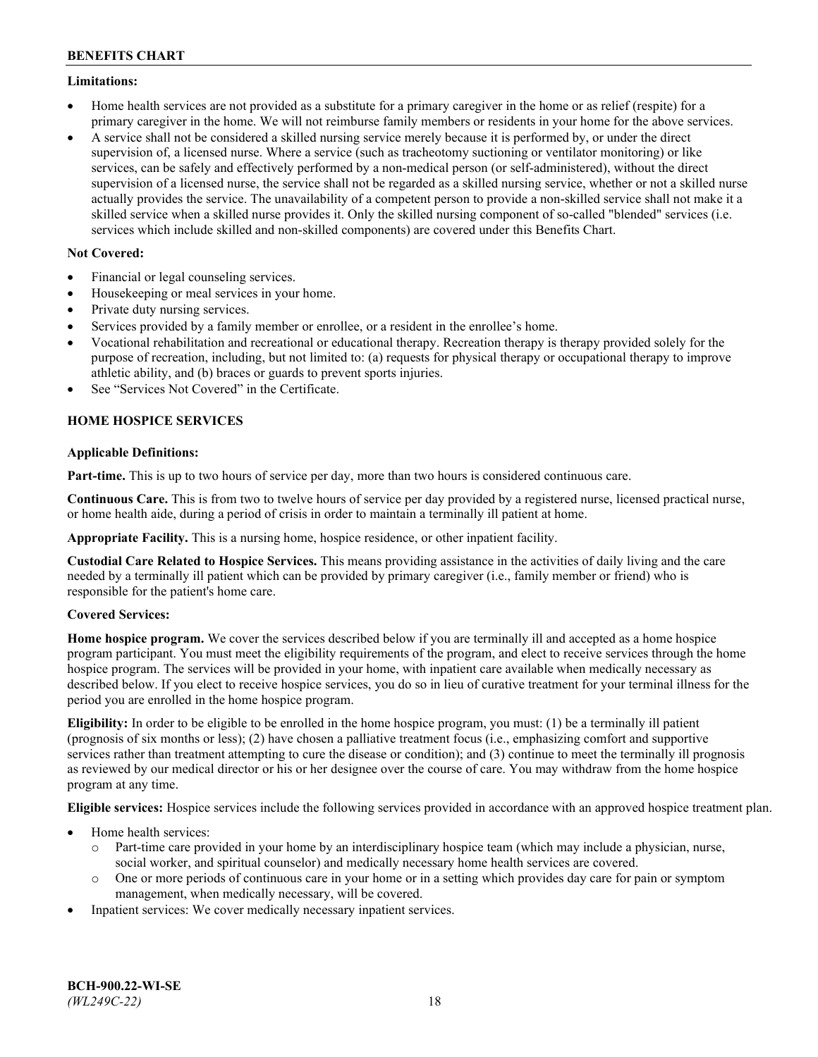**Limitations:**

- Home health services are not provided as a substitute for a primary caregiver in the home or as relief (respite) for a primary caregiver in the home. We will not reimburse family members or residents in your home for the above services.
- A service shall not be considered a skilled nursing service merely because it is performed by, or under the direct supervision of, a licensed nurse. Where a service (such as tracheotomy suctioning or ventilator monitoring) or like services, can be safely and effectively performed by a non-medical person (or self-administered), without the direct supervision of a licensed nurse, the service shall not be regarded as a skilled nursing service, whether or not a skilled nurse actually provides the service. The unavailability of a competent person to provide a non-skilled service shall not make it a skilled service when a skilled nurse provides it. Only the skilled nursing component of so-called "blended" services (i.e. services which include skilled and non-skilled components) are covered under this Benefits Chart.

**Not Covered:**

- Financial or legal counseling services.
- Housekeeping or meal services in your home.
- Private duty nursing services.
- Services provided by a family member or enrollee, or a resident in the enrollee's home.
- Vocational rehabilitation and recreational or educational therapy. Recreation therapy is therapy provided solely for the purpose of recreation, including, but not limited to: (a) requests for physical therapy or occupational therapy to improve athletic ability, and (b) braces or guards to prevent sports injuries.
- See "Services Not Covered" in the Certificate.

## HOME HOSPICE SERVICES

**Applicable Definitions:**

**Part-time.** This is up to two hours of service per day, more than two hours is considered continuous care.

**Continuous Care.** This is from two to twelve hours of service per day provided by a registered nurse, licensed practical nurse, or home health aide, during a period of crisis in order to maintain a terminally ill patient at home.

**Appropriate Facility.** This is a nursing home, hospice residence, or other inpatient facility.

**Custodial Care Related to Hospice Services.** This means providing assistance in the activities of daily living and the care needed by a terminally ill patient which can be provided by primary caregiver (i.e., family member or friend) who is responsible for the patient's home care.

**Covered Services:**

**Home hospice program.** We cover the services described below if you are terminally ill and accepted as a home hospice program participant. You must meet the eligibility requirements of the program, and elect to receive services through the home hospice program. The services will be provided in your home, with inpatient care available when medically necessary as described below. If you elect to receive hospice services, you do so in lieu of curative treatment for your terminal illness for the period you are enrolled in the home hospice program.

**Eligibility:** In order to be eligible to be enrolled in the home hospice program, you must: (1) be a terminally ill patient (prognosis of six months or less); (2) have chosen a palliative treatment focus (i.e., emphasizing comfort and supportive services rather than treatment attempting to cure the disease or condition); and (3) continue to meet the terminally ill prognosis as reviewed by our medical director or his or her designee over the course of care. You may withdraw from the home hospice program at any time.

**Eligible services:** Hospice services include the following services provided in accordance with an approved hospice treatment plan.

- Home health services:
  - Part-time care provided in your home by an interdisciplinary hospice team (which may include a physician, nurse, social worker, and spiritual counselor) and medically necessary home health services are covered.
  - One or more periods of continuous care in your home or in a setting which provides day care for pain or symptom management, when medically necessary, will be covered.
- Inpatient services: We cover medically necessary inpatient services.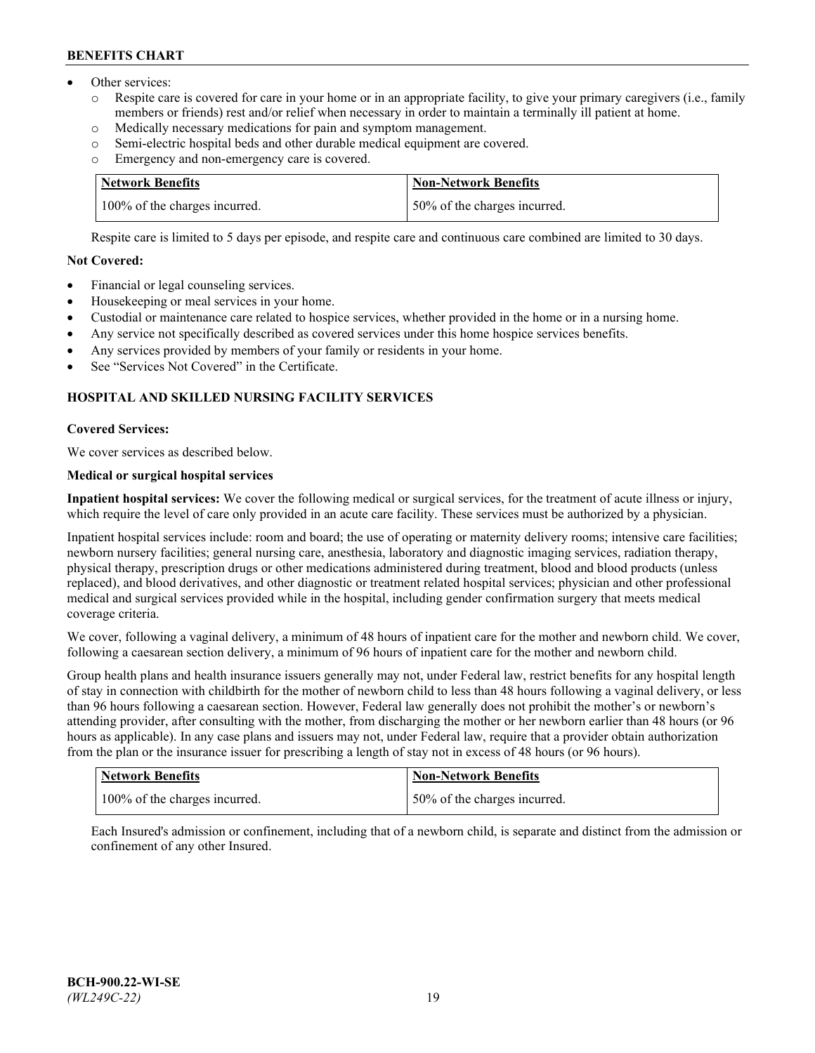- Other services:
  - Respite care is covered for care in your home or in an appropriate facility, to give your primary caregivers (i.e., family members or friends) rest and/or relief when necessary in order to maintain a terminally ill patient at home.
  - Medically necessary medications for pain and symptom management.
  - Semi-electric hospital beds and other durable medical equipment are covered.
  - Emergency and non-emergency care is covered.

| Network Benefits | Non-Network Benefits |
|---|---|
| 100% of the charges incurred. | 50% of the charges incurred. |

Respite care is limited to 5 days per episode, and respite care and continuous care combined are limited to 30 days.

**Not Covered:**

- Financial or legal counseling services.
- Housekeeping or meal services in your home.
- Custodial or maintenance care related to hospice services, whether provided in the home or in a nursing home.
- Any service not specifically described as covered services under this home hospice services benefits.
- Any services provided by members of your family or residents in your home.
- See "Services Not Covered" in the Certificate.

## HOSPITAL AND SKILLED NURSING FACILITY SERVICES

**Covered Services:**

We cover services as described below.

**Medical or surgical hospital services**

**Inpatient hospital services:** We cover the following medical or surgical services, for the treatment of acute illness or injury, which require the level of care only provided in an acute care facility. These services must be authorized by a physician.

Inpatient hospital services include: room and board; the use of operating or maternity delivery rooms; intensive care facilities; newborn nursery facilities; general nursing care, anesthesia, laboratory and diagnostic imaging services, radiation therapy, physical therapy, prescription drugs or other medications administered during treatment, blood and blood products (unless replaced), and blood derivatives, and other diagnostic or treatment related hospital services; physician and other professional medical and surgical services provided while in the hospital, including gender confirmation surgery that meets medical coverage criteria.

We cover, following a vaginal delivery, a minimum of 48 hours of inpatient care for the mother and newborn child. We cover, following a caesarean section delivery, a minimum of 96 hours of inpatient care for the mother and newborn child.

Group health plans and health insurance issuers generally may not, under Federal law, restrict benefits for any hospital length of stay in connection with childbirth for the mother of newborn child to less than 48 hours following a vaginal delivery, or less than 96 hours following a caesarean section. However, Federal law generally does not prohibit the mother's or newborn's attending provider, after consulting with the mother, from discharging the mother or her newborn earlier than 48 hours (or 96 hours as applicable). In any case plans and issuers may not, under Federal law, require that a provider obtain authorization from the plan or the insurance issuer for prescribing a length of stay not in excess of 48 hours (or 96 hours).

| Network Benefits | Non-Network Benefits |
|---|---|
| 100% of the charges incurred. | 50% of the charges incurred. |

Each Insured's admission or confinement, including that of a newborn child, is separate and distinct from the admission or confinement of any other Insured.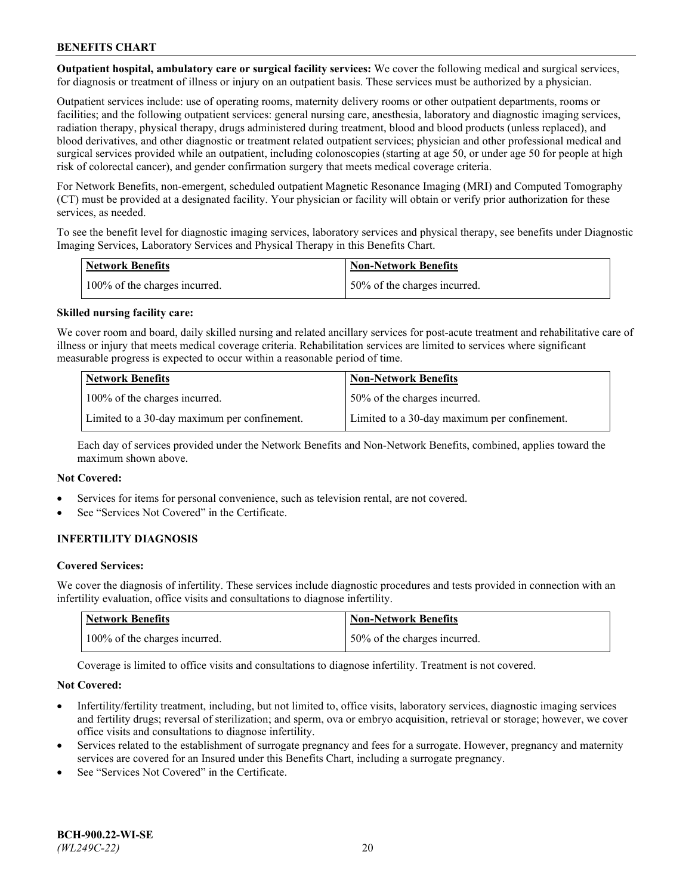**Outpatient hospital, ambulatory care or surgical facility services:** We cover the following medical and surgical services, for diagnosis or treatment of illness or injury on an outpatient basis. These services must be authorized by a physician.

Outpatient services include: use of operating rooms, maternity delivery rooms or other outpatient departments, rooms or facilities; and the following outpatient services: general nursing care, anesthesia, laboratory and diagnostic imaging services, radiation therapy, physical therapy, drugs administered during treatment, blood and blood products (unless replaced), and blood derivatives, and other diagnostic or treatment related outpatient services; physician and other professional medical and surgical services provided while an outpatient, including colonoscopies (starting at age 50, or under age 50 for people at high risk of colorectal cancer), and gender confirmation surgery that meets medical coverage criteria.

For Network Benefits, non-emergent, scheduled outpatient Magnetic Resonance Imaging (MRI) and Computed Tomography (CT) must be provided at a designated facility. Your physician or facility will obtain or verify prior authorization for these services, as needed.

To see the benefit level for diagnostic imaging services, laboratory services and physical therapy, see benefits under Diagnostic Imaging Services, Laboratory Services and Physical Therapy in this Benefits Chart.

| Network Benefits | Non-Network Benefits |
|---|---|
| 100% of the charges incurred. | 50% of the charges incurred. |

**Skilled nursing facility care:**

We cover room and board, daily skilled nursing and related ancillary services for post-acute treatment and rehabilitative care of illness or injury that meets medical coverage criteria. Rehabilitation services are limited to services where significant measurable progress is expected to occur within a reasonable period of time.

| Network Benefits | Non-Network Benefits |
|---|---|
| 100% of the charges incurred. | 50% of the charges incurred. |
| Limited to a 30-day maximum per confinement. | Limited to a 30-day maximum per confinement. |

Each day of services provided under the Network Benefits and Non-Network Benefits, combined, applies toward the maximum shown above.

**Not Covered:**

- Services for items for personal convenience, such as television rental, are not covered.
- See "Services Not Covered" in the Certificate.

## INFERTILITY DIAGNOSIS

**Covered Services:**

We cover the diagnosis of infertility. These services include diagnostic procedures and tests provided in connection with an infertility evaluation, office visits and consultations to diagnose infertility.

| Network Benefits | Non-Network Benefits |
|---|---|
| 100% of the charges incurred. | 50% of the charges incurred. |

Coverage is limited to office visits and consultations to diagnose infertility. Treatment is not covered.

**Not Covered:**

- Infertility/fertility treatment, including, but not limited to, office visits, laboratory services, diagnostic imaging services and fertility drugs; reversal of sterilization; and sperm, ova or embryo acquisition, retrieval or storage; however, we cover office visits and consultations to diagnose infertility.
- Services related to the establishment of surrogate pregnancy and fees for a surrogate. However, pregnancy and maternity services are covered for an Insured under this Benefits Chart, including a surrogate pregnancy.
- See "Services Not Covered" in the Certificate.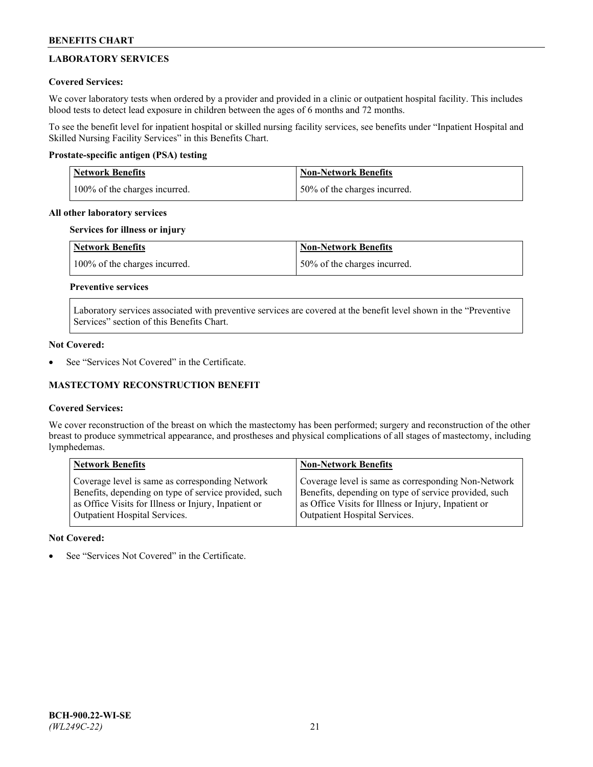## LABORATORY SERVICES

**Covered Services:**

We cover laboratory tests when ordered by a provider and provided in a clinic or outpatient hospital facility. This includes blood tests to detect lead exposure in children between the ages of 6 months and 72 months.

To see the benefit level for inpatient hospital or skilled nursing facility services, see benefits under "Inpatient Hospital and Skilled Nursing Facility Services" in this Benefits Chart.

**Prostate-specific antigen (PSA) testing**

| Network Benefits | Non-Network Benefits |
| --- | --- |
| 100% of the charges incurred. | 50% of the charges incurred. |

**All other laboratory services**

**Services for illness or injury**

| Network Benefits | Non-Network Benefits |
| --- | --- |
| 100% of the charges incurred. | 50% of the charges incurred. |

**Preventive services**

Laboratory services associated with preventive services are covered at the benefit level shown in the "Preventive Services" section of this Benefits Chart.

**Not Covered:**

- See "Services Not Covered" in the Certificate.

## MASTECTOMY RECONSTRUCTION BENEFIT

**Covered Services:**

We cover reconstruction of the breast on which the mastectomy has been performed; surgery and reconstruction of the other breast to produce symmetrical appearance, and prostheses and physical complications of all stages of mastectomy, including lymphedemas.

| Network Benefits | Non-Network Benefits |
| --- | --- |
| Coverage level is same as corresponding Network Benefits, depending on type of service provided, such as Office Visits for Illness or Injury, Inpatient or Outpatient Hospital Services. | Coverage level is same as corresponding Non-Network Benefits, depending on type of service provided, such as Office Visits for Illness or Injury, Inpatient or Outpatient Hospital Services. |

**Not Covered:**

- See "Services Not Covered" in the Certificate.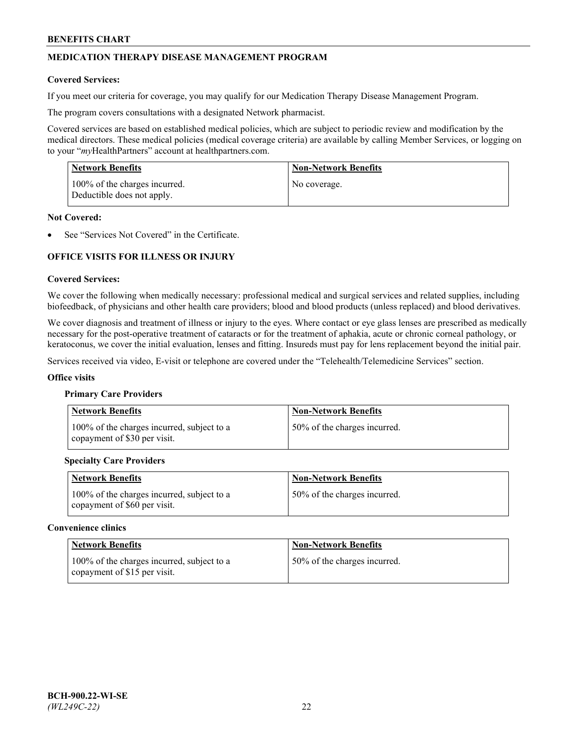## MEDICATION THERAPY DISEASE MANAGEMENT PROGRAM

**Covered Services:**

If you meet our criteria for coverage, you may qualify for our Medication Therapy Disease Management Program.

The program covers consultations with a designated Network pharmacist.

Covered services are based on established medical policies, which are subject to periodic review and modification by the medical directors. These medical policies (medical coverage criteria) are available by calling Member Services, or logging on to your "*my*HealthPartners" account at healthpartners.com.

| Network Benefits | Non-Network Benefits |
|---|---|
| 100% of the charges incurred. Deductible does not apply. | No coverage. |

**Not Covered:**

- See "Services Not Covered" in the Certificate.

## OFFICE VISITS FOR ILLNESS OR INJURY

**Covered Services:**

We cover the following when medically necessary: professional medical and surgical services and related supplies, including biofeedback, of physicians and other health care providers; blood and blood products (unless replaced) and blood derivatives.

We cover diagnosis and treatment of illness or injury to the eyes. Where contact or eye glass lenses are prescribed as medically necessary for the post-operative treatment of cataracts or for the treatment of aphakia, acute or chronic corneal pathology, or keratoconus, we cover the initial evaluation, lenses and fitting. Insureds must pay for lens replacement beyond the initial pair.

Services received via video, E-visit or telephone are covered under the "Telehealth/Telemedicine Services" section.

**Office visits**

**Primary Care Providers**

| Network Benefits | Non-Network Benefits |
|---|---|
| 100% of the charges incurred, subject to a copayment of $30 per visit. | 50% of the charges incurred. |

**Specialty Care Providers**

| Network Benefits | Non-Network Benefits |
|---|---|
| 100% of the charges incurred, subject to a copayment of $60 per visit. | 50% of the charges incurred. |

**Convenience clinics**

| Network Benefits | Non-Network Benefits |
|---|---|
| 100% of the charges incurred, subject to a copayment of $15 per visit. | 50% of the charges incurred. |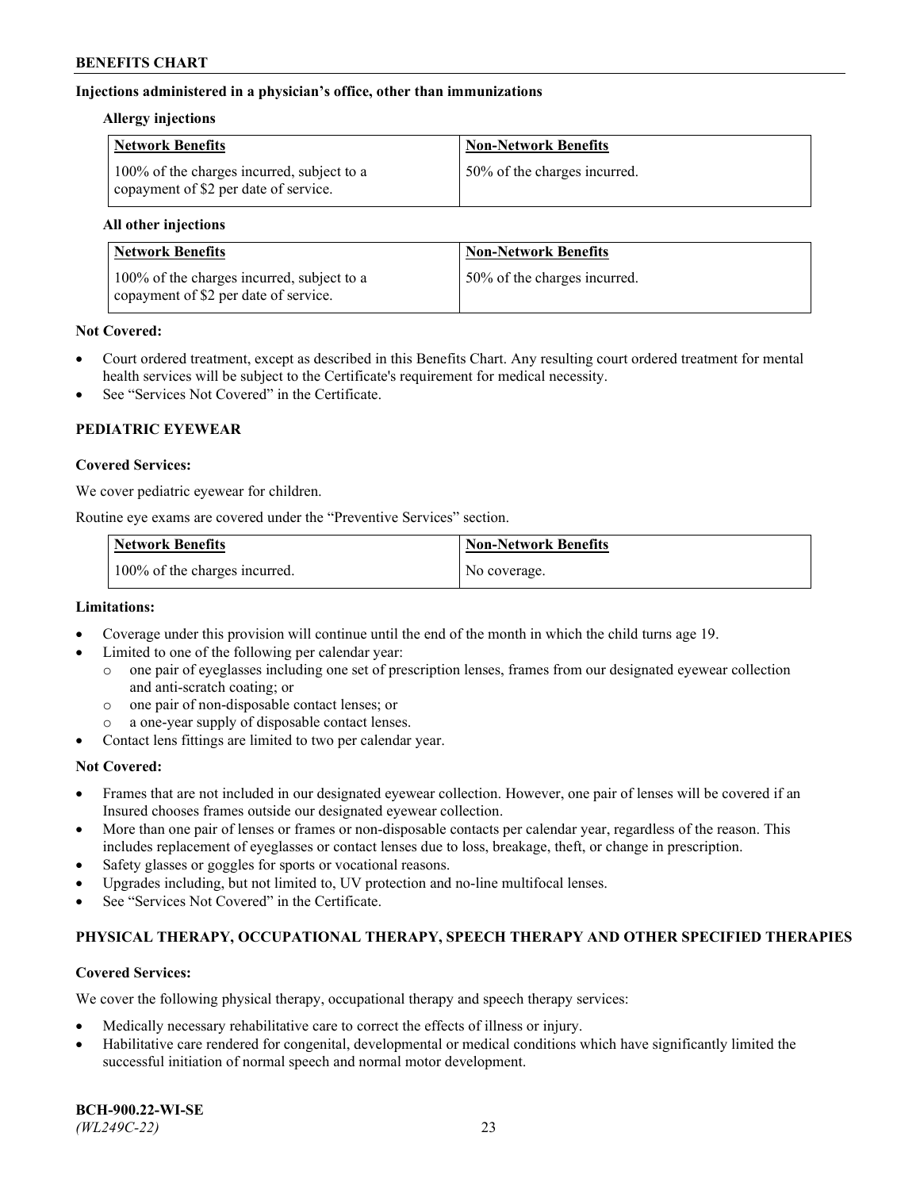**Injections administered in a physician's office, other than immunizations**

**Allergy injections**

| Network Benefits | Non-Network Benefits |
| --- | --- |
| 100% of the charges incurred, subject to a copayment of $2 per date of service. | 50% of the charges incurred. |

**All other injections**

| Network Benefits | Non-Network Benefits |
| --- | --- |
| 100% of the charges incurred, subject to a copayment of $2 per date of service. | 50% of the charges incurred. |

**Not Covered:**

- Court ordered treatment, except as described in this Benefits Chart. Any resulting court ordered treatment for mental health services will be subject to the Certificate's requirement for medical necessity.
- See "Services Not Covered" in the Certificate.

## PEDIATRIC EYEWEAR

**Covered Services:**

We cover pediatric eyewear for children.

Routine eye exams are covered under the "Preventive Services" section.

| Network Benefits | Non-Network Benefits |
| --- | --- |
| 100% of the charges incurred. | No coverage. |

**Limitations:**

- Coverage under this provision will continue until the end of the month in which the child turns age 19.
- Limited to one of the following per calendar year:
  - one pair of eyeglasses including one set of prescription lenses, frames from our designated eyewear collection and anti-scratch coating; or
  - one pair of non-disposable contact lenses; or
  - a one-year supply of disposable contact lenses.
- Contact lens fittings are limited to two per calendar year.

**Not Covered:**

- Frames that are not included in our designated eyewear collection. However, one pair of lenses will be covered if an Insured chooses frames outside our designated eyewear collection.
- More than one pair of lenses or frames or non-disposable contacts per calendar year, regardless of the reason. This includes replacement of eyeglasses or contact lenses due to loss, breakage, theft, or change in prescription.
- Safety glasses or goggles for sports or vocational reasons.
- Upgrades including, but not limited to, UV protection and no-line multifocal lenses.
- See "Services Not Covered" in the Certificate.

## PHYSICAL THERAPY, OCCUPATIONAL THERAPY, SPEECH THERAPY AND OTHER SPECIFIED THERAPIES

**Covered Services:**

We cover the following physical therapy, occupational therapy and speech therapy services:

- Medically necessary rehabilitative care to correct the effects of illness or injury.
- Habilitative care rendered for congenital, developmental or medical conditions which have significantly limited the successful initiation of normal speech and normal motor development.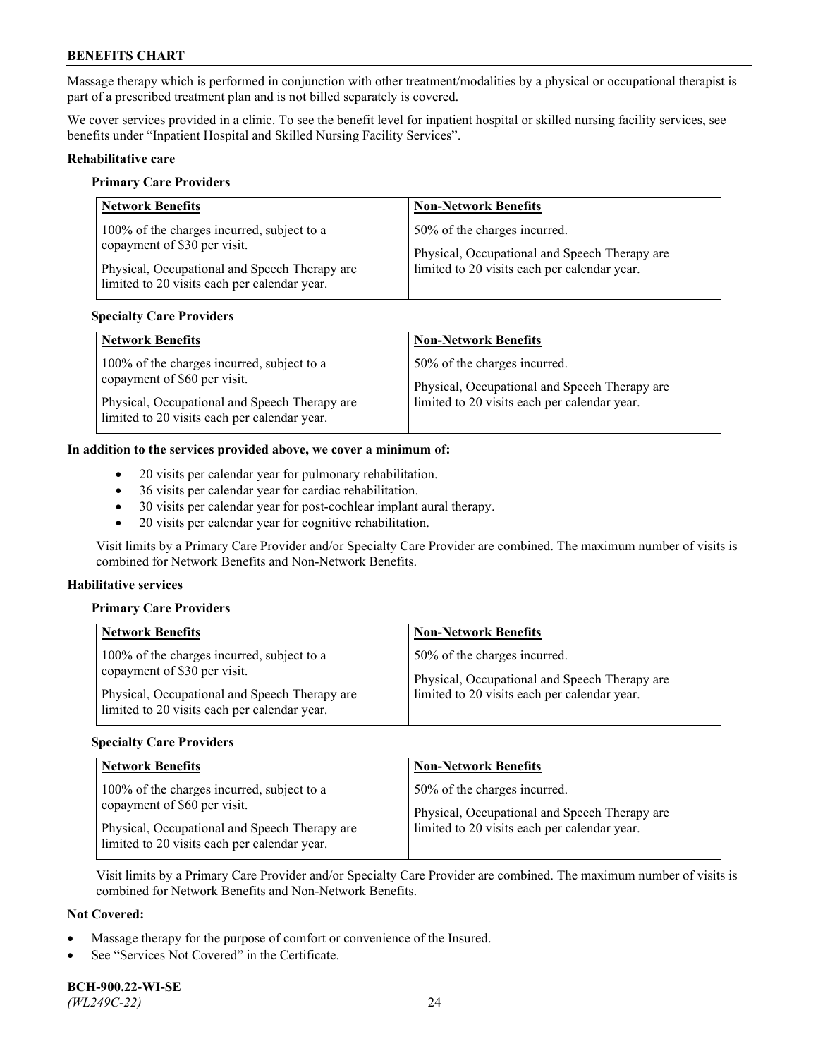Massage therapy which is performed in conjunction with other treatment/modalities by a physical or occupational therapist is part of a prescribed treatment plan and is not billed separately is covered.

We cover services provided in a clinic. To see the benefit level for inpatient hospital or skilled nursing facility services, see benefits under "Inpatient Hospital and Skilled Nursing Facility Services".

**Rehabilitative care**

**Primary Care Providers**

| Network Benefits | Non-Network Benefits |
| --- | --- |
| 100% of the charges incurred, subject to a copayment of $30 per visit.<br><br>Physical, Occupational and Speech Therapy are limited to 20 visits each per calendar year. | 50% of the charges incurred.<br><br>Physical, Occupational and Speech Therapy are limited to 20 visits each per calendar year. |

**Specialty Care Providers**

| Network Benefits | Non-Network Benefits |
| --- | --- |
| 100% of the charges incurred, subject to a copayment of $60 per visit.<br><br>Physical, Occupational and Speech Therapy are limited to 20 visits each per calendar year. | 50% of the charges incurred.<br><br>Physical, Occupational and Speech Therapy are limited to 20 visits each per calendar year. |

**In addition to the services provided above, we cover a minimum of:**

- 20 visits per calendar year for pulmonary rehabilitation.
- 36 visits per calendar year for cardiac rehabilitation.
- 30 visits per calendar year for post-cochlear implant aural therapy.
- 20 visits per calendar year for cognitive rehabilitation.

Visit limits by a Primary Care Provider and/or Specialty Care Provider are combined. The maximum number of visits is combined for Network Benefits and Non-Network Benefits.

**Habilitative services**

**Primary Care Providers**

| Network Benefits | Non-Network Benefits |
| --- | --- |
| 100% of the charges incurred, subject to a copayment of $30 per visit.<br><br>Physical, Occupational and Speech Therapy are limited to 20 visits each per calendar year. | 50% of the charges incurred.<br><br>Physical, Occupational and Speech Therapy are limited to 20 visits each per calendar year. |

**Specialty Care Providers**

| Network Benefits | Non-Network Benefits |
| --- | --- |
| 100% of the charges incurred, subject to a copayment of $60 per visit.<br><br>Physical, Occupational and Speech Therapy are limited to 20 visits each per calendar year. | 50% of the charges incurred.<br><br>Physical, Occupational and Speech Therapy are limited to 20 visits each per calendar year. |

Visit limits by a Primary Care Provider and/or Specialty Care Provider are combined. The maximum number of visits is combined for Network Benefits and Non-Network Benefits.

**Not Covered:**

- Massage therapy for the purpose of comfort or convenience of the Insured.
- See "Services Not Covered" in the Certificate.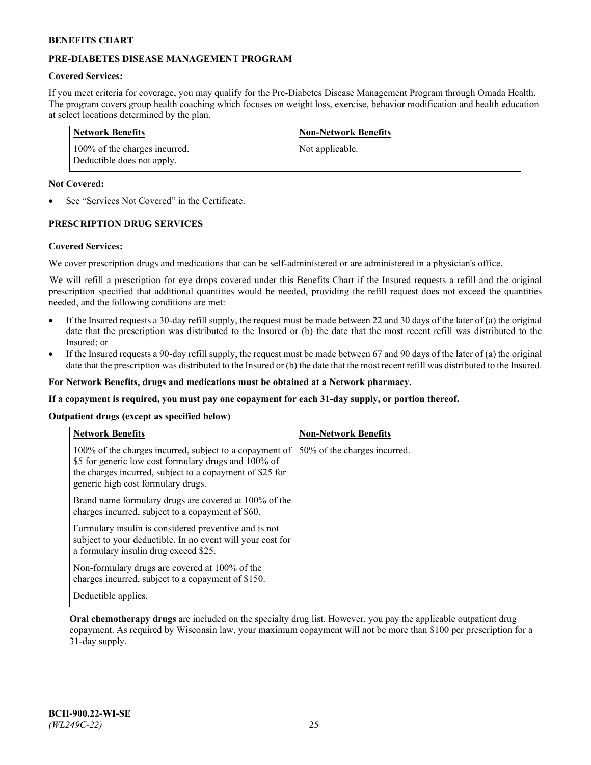## PRE-DIABETES DISEASE MANAGEMENT PROGRAM

**Covered Services:**

If you meet criteria for coverage, you may qualify for the Pre-Diabetes Disease Management Program through Omada Health. The program covers group health coaching which focuses on weight loss, exercise, behavior modification and health education at select locations determined by the plan.

| Network Benefits | Non-Network Benefits |
|---|---|
| 100% of the charges incurred. Deductible does not apply. | Not applicable. |

**Not Covered:**

- See "Services Not Covered" in the Certificate.

## PRESCRIPTION DRUG SERVICES

**Covered Services:**

We cover prescription drugs and medications that can be self-administered or are administered in a physician's office.

We will refill a prescription for eye drops covered under this Benefits Chart if the Insured requests a refill and the original prescription specified that additional quantities would be needed, providing the refill request does not exceed the quantities needed, and the following conditions are met:

- If the Insured requests a 30-day refill supply, the request must be made between 22 and 30 days of the later of (a) the original date that the prescription was distributed to the Insured or (b) the date that the most recent refill was distributed to the Insured; or
- If the Insured requests a 90-day refill supply, the request must be made between 67 and 90 days of the later of (a) the original date that the prescription was distributed to the Insured or (b) the date that the most recent refill was distributed to the Insured.

**For Network Benefits, drugs and medications must be obtained at a Network pharmacy.**

**If a copayment is required, you must pay one copayment for each 31-day supply, or portion thereof.**

**Outpatient drugs (except as specified below)**

| Network Benefits | Non-Network Benefits |
|---|---|
| 100% of the charges incurred, subject to a copayment of $5 for generic low cost formulary drugs and 100% of the charges incurred, subject to a copayment of $25 for generic high cost formulary drugs.<br><br>Brand name formulary drugs are covered at 100% of the charges incurred, subject to a copayment of $60.<br><br>Formulary insulin is considered preventive and is not subject to your deductible. In no event will your cost for a formulary insulin drug exceed $25.<br><br>Non-formulary drugs are covered at 100% of the charges incurred, subject to a copayment of $150.<br><br>Deductible applies. | 50% of the charges incurred. |

**Oral chemotherapy drugs** are included on the specialty drug list. However, you pay the applicable outpatient drug copayment. As required by Wisconsin law, your maximum copayment will not be more than $100 per prescription for a 31-day supply.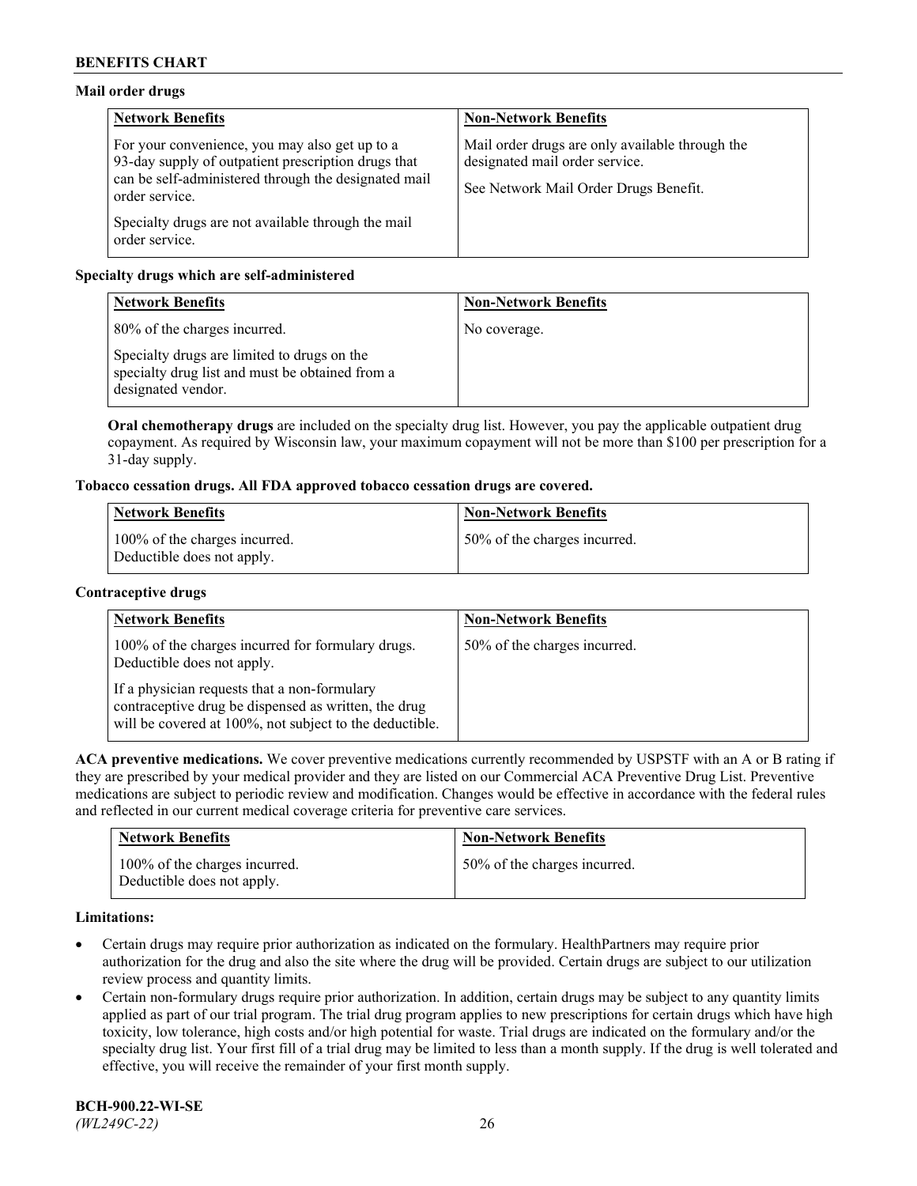**Mail order drugs**

| Network Benefits | Non-Network Benefits |
|---|---|
| For your convenience, you may also get up to a 93-day supply of outpatient prescription drugs that can be self-administered through the designated mail order service.<br><br>Specialty drugs are not available through the mail order service. | Mail order drugs are only available through the designated mail order service.<br><br>See Network Mail Order Drugs Benefit. |

**Specialty drugs which are self-administered**

| Network Benefits | Non-Network Benefits |
|---|---|
| 80% of the charges incurred.<br><br>Specialty drugs are limited to drugs on the specialty drug list and must be obtained from a designated vendor. | No coverage. |

**Oral chemotherapy drugs** are included on the specialty drug list. However, you pay the applicable outpatient drug copayment. As required by Wisconsin law, your maximum copayment will not be more than $100 per prescription for a 31-day supply.

**Tobacco cessation drugs. All FDA approved tobacco cessation drugs are covered.**

| Network Benefits | Non-Network Benefits |
|---|---|
| 100% of the charges incurred.<br>Deductible does not apply. | 50% of the charges incurred. |

**Contraceptive drugs**

| Network Benefits | Non-Network Benefits |
|---|---|
| 100% of the charges incurred for formulary drugs. Deductible does not apply.<br><br>If a physician requests that a non-formulary contraceptive drug be dispensed as written, the drug will be covered at 100%, not subject to the deductible. | 50% of the charges incurred. |

**ACA preventive medications.** We cover preventive medications currently recommended by USPSTF with an A or B rating if they are prescribed by your medical provider and they are listed on our Commercial ACA Preventive Drug List. Preventive medications are subject to periodic review and modification. Changes would be effective in accordance with the federal rules and reflected in our current medical coverage criteria for preventive care services.

| Network Benefits | Non-Network Benefits |
|---|---|
| 100% of the charges incurred.<br>Deductible does not apply. | 50% of the charges incurred. |

**Limitations:**

- Certain drugs may require prior authorization as indicated on the formulary. HealthPartners may require prior authorization for the drug and also the site where the drug will be provided. Certain drugs are subject to our utilization review process and quantity limits.
- Certain non-formulary drugs require prior authorization. In addition, certain drugs may be subject to any quantity limits applied as part of our trial program. The trial drug program applies to new prescriptions for certain drugs which have high toxicity, low tolerance, high costs and/or high potential for waste. Trial drugs are indicated on the formulary and/or the specialty drug list. Your first fill of a trial drug may be limited to less than a month supply. If the drug is well tolerated and effective, you will receive the remainder of your first month supply.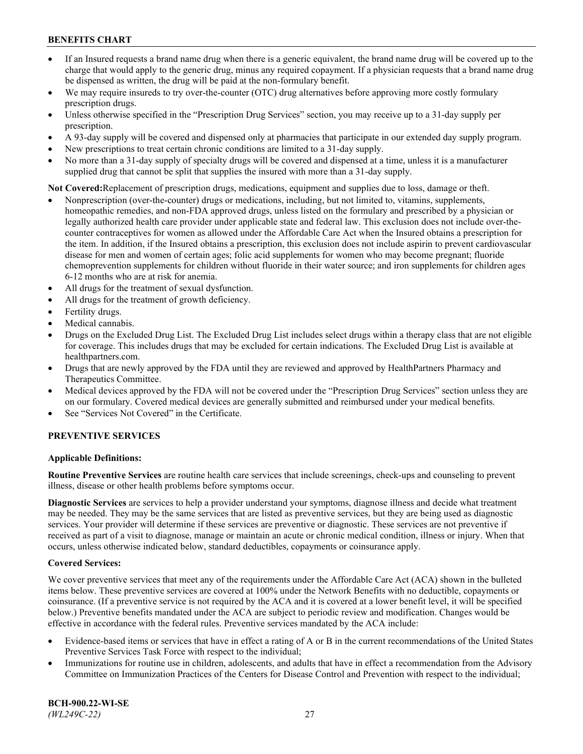- If an Insured requests a brand name drug when there is a generic equivalent, the brand name drug will be covered up to the charge that would apply to the generic drug, minus any required copayment. If a physician requests that a brand name drug be dispensed as written, the drug will be paid at the non-formulary benefit.
- We may require insureds to try over-the-counter (OTC) drug alternatives before approving more costly formulary prescription drugs.
- Unless otherwise specified in the "Prescription Drug Services" section, you may receive up to a 31-day supply per prescription.
- A 93-day supply will be covered and dispensed only at pharmacies that participate in our extended day supply program.
- New prescriptions to treat certain chronic conditions are limited to a 31-day supply.
- No more than a 31-day supply of specialty drugs will be covered and dispensed at a time, unless it is a manufacturer supplied drug that cannot be split that supplies the insured with more than a 31-day supply.

**Not Covered:**Replacement of prescription drugs, medications, equipment and supplies due to loss, damage or theft.

- Nonprescription (over-the-counter) drugs or medications, including, but not limited to, vitamins, supplements, homeopathic remedies, and non-FDA approved drugs, unless listed on the formulary and prescribed by a physician or legally authorized health care provider under applicable state and federal law. This exclusion does not include over-the-counter contraceptives for women as allowed under the Affordable Care Act when the Insured obtains a prescription for the item. In addition, if the Insured obtains a prescription, this exclusion does not include aspirin to prevent cardiovascular disease for men and women of certain ages; folic acid supplements for women who may become pregnant; fluoride chemoprevention supplements for children without fluoride in their water source; and iron supplements for children ages 6-12 months who are at risk for anemia.
- All drugs for the treatment of sexual dysfunction.
- All drugs for the treatment of growth deficiency.
- Fertility drugs.
- Medical cannabis.
- Drugs on the Excluded Drug List. The Excluded Drug List includes select drugs within a therapy class that are not eligible for coverage. This includes drugs that may be excluded for certain indications. The Excluded Drug List is available at healthpartners.com.
- Drugs that are newly approved by the FDA until they are reviewed and approved by HealthPartners Pharmacy and Therapeutics Committee.
- Medical devices approved by the FDA will not be covered under the "Prescription Drug Services" section unless they are on our formulary. Covered medical devices are generally submitted and reimbursed under your medical benefits.
- See "Services Not Covered" in the Certificate.

## PREVENTIVE SERVICES

### Applicable Definitions:

**Routine Preventive Services** are routine health care services that include screenings, check-ups and counseling to prevent illness, disease or other health problems before symptoms occur.

**Diagnostic Services** are services to help a provider understand your symptoms, diagnose illness and decide what treatment may be needed. They may be the same services that are listed as preventive services, but they are being used as diagnostic services. Your provider will determine if these services are preventive or diagnostic. These services are not preventive if received as part of a visit to diagnose, manage or maintain an acute or chronic medical condition, illness or injury. When that occurs, unless otherwise indicated below, standard deductibles, copayments or coinsurance apply.

### Covered Services:

We cover preventive services that meet any of the requirements under the Affordable Care Act (ACA) shown in the bulleted items below. These preventive services are covered at 100% under the Network Benefits with no deductible, copayments or coinsurance. (If a preventive service is not required by the ACA and it is covered at a lower benefit level, it will be specified below.) Preventive benefits mandated under the ACA are subject to periodic review and modification. Changes would be effective in accordance with the federal rules. Preventive services mandated by the ACA include:

- Evidence-based items or services that have in effect a rating of A or B in the current recommendations of the United States Preventive Services Task Force with respect to the individual;
- Immunizations for routine use in children, adolescents, and adults that have in effect a recommendation from the Advisory Committee on Immunization Practices of the Centers for Disease Control and Prevention with respect to the individual;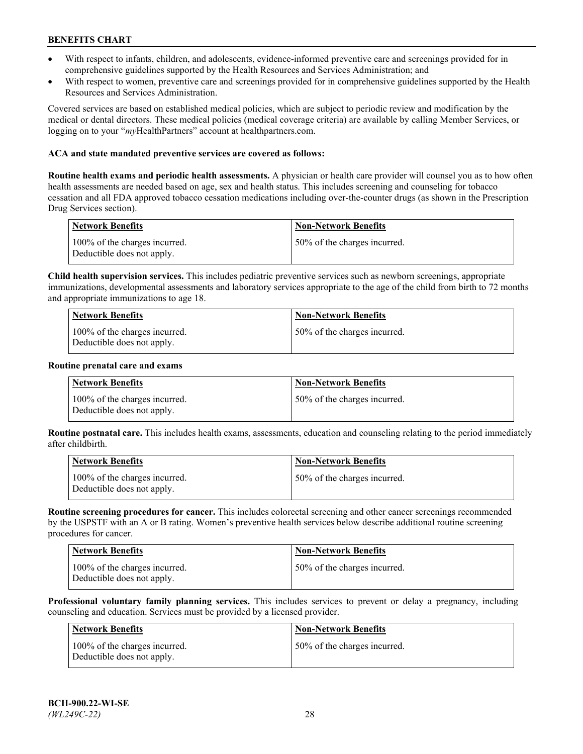- With respect to infants, children, and adolescents, evidence-informed preventive care and screenings provided for in comprehensive guidelines supported by the Health Resources and Services Administration; and
- With respect to women, preventive care and screenings provided for in comprehensive guidelines supported by the Health Resources and Services Administration.

Covered services are based on established medical policies, which are subject to periodic review and modification by the medical or dental directors. These medical policies (medical coverage criteria) are available by calling Member Services, or logging on to your "*my*HealthPartners" account at healthpartners.com.

**ACA and state mandated preventive services are covered as follows:**

**Routine health exams and periodic health assessments.** A physician or health care provider will counsel you as to how often health assessments are needed based on age, sex and health status. This includes screening and counseling for tobacco cessation and all FDA approved tobacco cessation medications including over-the-counter drugs (as shown in the Prescription Drug Services section).

| Network Benefits | Non-Network Benefits |
| --- | --- |
| 100% of the charges incurred. Deductible does not apply. | 50% of the charges incurred. |

**Child health supervision services.** This includes pediatric preventive services such as newborn screenings, appropriate immunizations, developmental assessments and laboratory services appropriate to the age of the child from birth to 72 months and appropriate immunizations to age 18.

| Network Benefits | Non-Network Benefits |
| --- | --- |
| 100% of the charges incurred. Deductible does not apply. | 50% of the charges incurred. |

**Routine prenatal care and exams**

| Network Benefits | Non-Network Benefits |
| --- | --- |
| 100% of the charges incurred. Deductible does not apply. | 50% of the charges incurred. |

**Routine postnatal care.** This includes health exams, assessments, education and counseling relating to the period immediately after childbirth.

| Network Benefits | Non-Network Benefits |
| --- | --- |
| 100% of the charges incurred. Deductible does not apply. | 50% of the charges incurred. |

**Routine screening procedures for cancer.** This includes colorectal screening and other cancer screenings recommended by the USPSTF with an A or B rating. Women's preventive health services below describe additional routine screening procedures for cancer.

| Network Benefits | Non-Network Benefits |
| --- | --- |
| 100% of the charges incurred. Deductible does not apply. | 50% of the charges incurred. |

**Professional voluntary family planning services.** This includes services to prevent or delay a pregnancy, including counseling and education. Services must be provided by a licensed provider.

| Network Benefits | Non-Network Benefits |
| --- | --- |
| 100% of the charges incurred. Deductible does not apply. | 50% of the charges incurred. |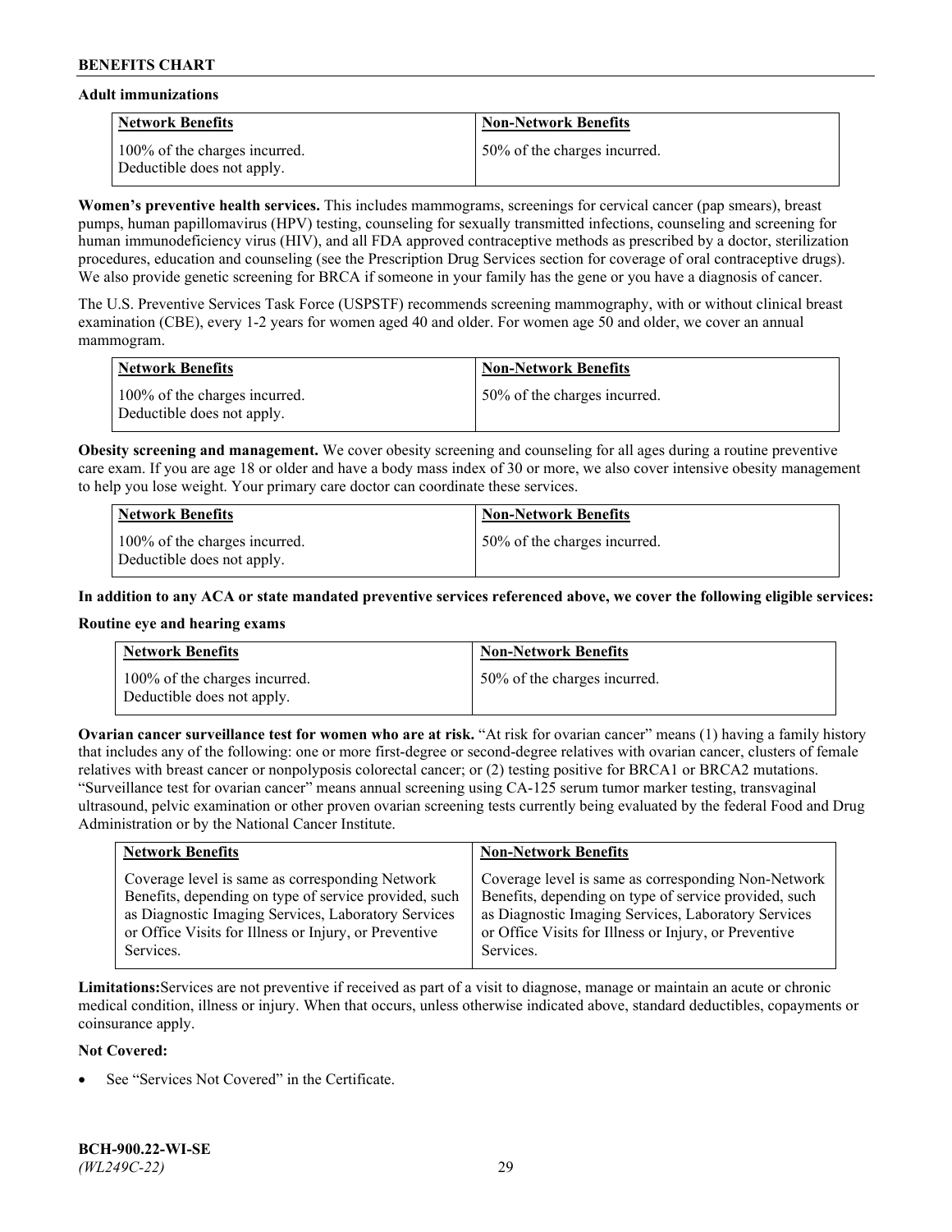**Adult immunizations**

| Network Benefits | Non-Network Benefits |
|---|---|
| 100% of the charges incurred. Deductible does not apply. | 50% of the charges incurred. |

**Women's preventive health services.** This includes mammograms, screenings for cervical cancer (pap smears), breast pumps, human papillomavirus (HPV) testing, counseling for sexually transmitted infections, counseling and screening for human immunodeficiency virus (HIV), and all FDA approved contraceptive methods as prescribed by a doctor, sterilization procedures, education and counseling (see the Prescription Drug Services section for coverage of oral contraceptive drugs). We also provide genetic screening for BRCA if someone in your family has the gene or you have a diagnosis of cancer.

The U.S. Preventive Services Task Force (USPSTF) recommends screening mammography, with or without clinical breast examination (CBE), every 1-2 years for women aged 40 and older. For women age 50 and older, we cover an annual mammogram.

| Network Benefits | Non-Network Benefits |
|---|---|
| 100% of the charges incurred. Deductible does not apply. | 50% of the charges incurred. |

**Obesity screening and management.** We cover obesity screening and counseling for all ages during a routine preventive care exam. If you are age 18 or older and have a body mass index of 30 or more, we also cover intensive obesity management to help you lose weight. Your primary care doctor can coordinate these services.

| Network Benefits | Non-Network Benefits |
|---|---|
| 100% of the charges incurred. Deductible does not apply. | 50% of the charges incurred. |

**In addition to any ACA or state mandated preventive services referenced above, we cover the following eligible services:**

**Routine eye and hearing exams**

| Network Benefits | Non-Network Benefits |
|---|---|
| 100% of the charges incurred. Deductible does not apply. | 50% of the charges incurred. |

**Ovarian cancer surveillance test for women who are at risk.** "At risk for ovarian cancer" means (1) having a family history that includes any of the following: one or more first-degree or second-degree relatives with ovarian cancer, clusters of female relatives with breast cancer or nonpolyposis colorectal cancer; or (2) testing positive for BRCA1 or BRCA2 mutations. "Surveillance test for ovarian cancer" means annual screening using CA-125 serum tumor marker testing, transvaginal ultrasound, pelvic examination or other proven ovarian screening tests currently being evaluated by the federal Food and Drug Administration or by the National Cancer Institute.

| Network Benefits | Non-Network Benefits |
|---|---|
| Coverage level is same as corresponding Network Benefits, depending on type of service provided, such as Diagnostic Imaging Services, Laboratory Services or Office Visits for Illness or Injury, or Preventive Services. | Coverage level is same as corresponding Non-Network Benefits, depending on type of service provided, such as Diagnostic Imaging Services, Laboratory Services or Office Visits for Illness or Injury, or Preventive Services. |

**Limitations:** Services are not preventive if received as part of a visit to diagnose, manage or maintain an acute or chronic medical condition, illness or injury. When that occurs, unless otherwise indicated above, standard deductibles, copayments or coinsurance apply.

**Not Covered:**

- See "Services Not Covered" in the Certificate.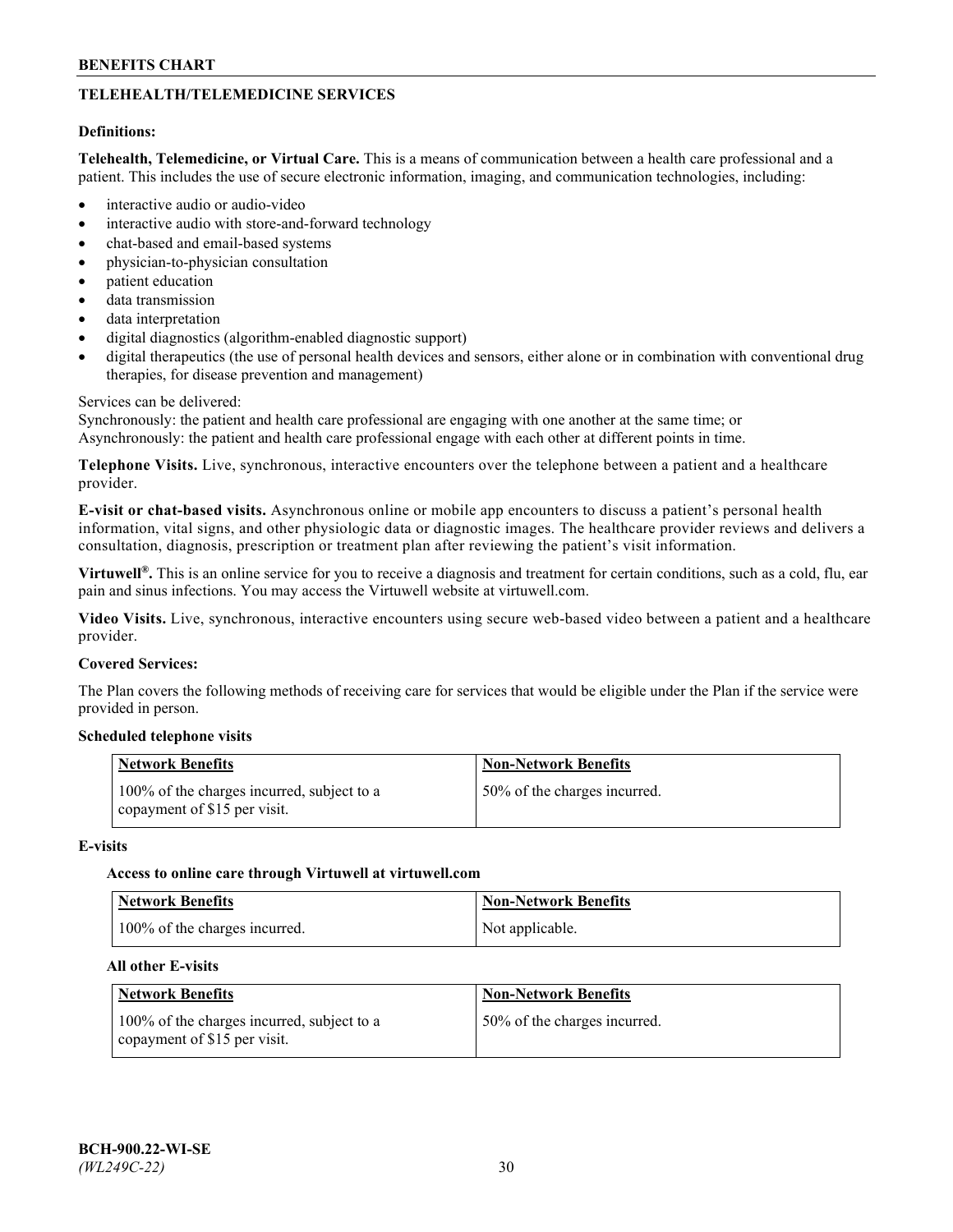## TELEHEALTH/TELEMEDICINE SERVICES

**Definitions:**

**Telehealth, Telemedicine, or Virtual Care.** This is a means of communication between a health care professional and a patient. This includes the use of secure electronic information, imaging, and communication technologies, including:

- interactive audio or audio-video
- interactive audio with store-and-forward technology
- chat-based and email-based systems
- physician-to-physician consultation
- patient education
- data transmission
- data interpretation
- digital diagnostics (algorithm-enabled diagnostic support)
- digital therapeutics (the use of personal health devices and sensors, either alone or in combination with conventional drug therapies, for disease prevention and management)

Services can be delivered:
Synchronously: the patient and health care professional are engaging with one another at the same time; or
Asynchronously: the patient and health care professional engage with each other at different points in time.

**Telephone Visits.** Live, synchronous, interactive encounters over the telephone between a patient and a healthcare provider.

**E-visit or chat-based visits.** Asynchronous online or mobile app encounters to discuss a patient's personal health information, vital signs, and other physiologic data or diagnostic images. The healthcare provider reviews and delivers a consultation, diagnosis, prescription or treatment plan after reviewing the patient's visit information.

**Virtuwell®.** This is an online service for you to receive a diagnosis and treatment for certain conditions, such as a cold, flu, ear pain and sinus infections. You may access the Virtuwell website at virtuwell.com.

**Video Visits.** Live, synchronous, interactive encounters using secure web-based video between a patient and a healthcare provider.

**Covered Services:**

The Plan covers the following methods of receiving care for services that would be eligible under the Plan if the service were provided in person.

**Scheduled telephone visits**

| Network Benefits | Non-Network Benefits |
|---|---|
| 100% of the charges incurred, subject to a copayment of $15 per visit. | 50% of the charges incurred. |

**E-visits**

**Access to online care through Virtuwell at virtuwell.com**

| Network Benefits | Non-Network Benefits |
|---|---|
| 100% of the charges incurred. | Not applicable. |

**All other E-visits**

| Network Benefits | Non-Network Benefits |
|---|---|
| 100% of the charges incurred, subject to a copayment of $15 per visit. | 50% of the charges incurred. |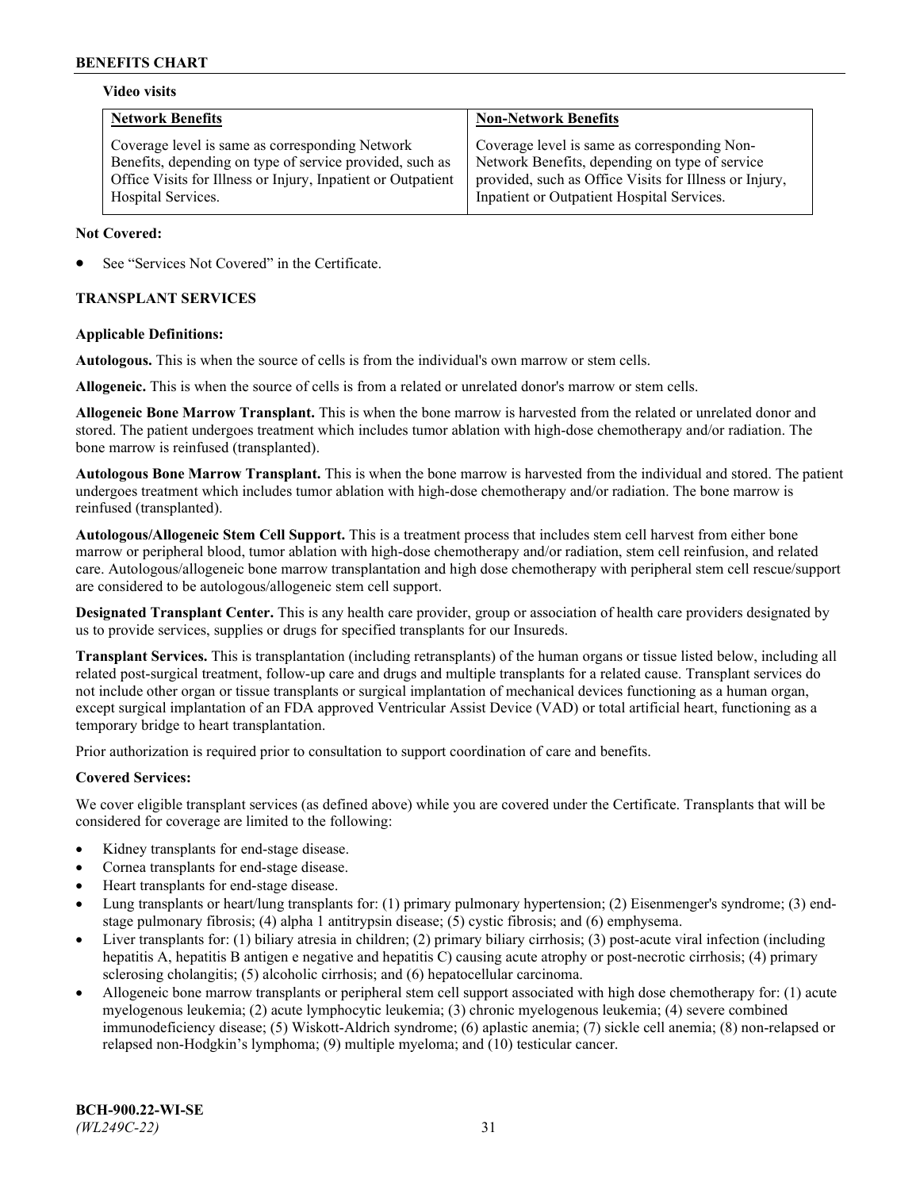**Video visits**

| Network Benefits | Non-Network Benefits |
|---|---|
| Coverage level is same as corresponding Network Benefits, depending on type of service provided, such as Office Visits for Illness or Injury, Inpatient or Outpatient Hospital Services. | Coverage level is same as corresponding Non-Network Benefits, depending on type of service provided, such as Office Visits for Illness or Injury, Inpatient or Outpatient Hospital Services. |

**Not Covered:**

- See "Services Not Covered" in the Certificate.

### TRANSPLANT SERVICES

**Applicable Definitions:**

**Autologous.** This is when the source of cells is from the individual's own marrow or stem cells.

**Allogeneic.** This is when the source of cells is from a related or unrelated donor's marrow or stem cells.

**Allogeneic Bone Marrow Transplant.** This is when the bone marrow is harvested from the related or unrelated donor and stored. The patient undergoes treatment which includes tumor ablation with high-dose chemotherapy and/or radiation. The bone marrow is reinfused (transplanted).

**Autologous Bone Marrow Transplant.** This is when the bone marrow is harvested from the individual and stored. The patient undergoes treatment which includes tumor ablation with high-dose chemotherapy and/or radiation. The bone marrow is reinfused (transplanted).

**Autologous/Allogeneic Stem Cell Support.** This is a treatment process that includes stem cell harvest from either bone marrow or peripheral blood, tumor ablation with high-dose chemotherapy and/or radiation, stem cell reinfusion, and related care. Autologous/allogeneic bone marrow transplantation and high dose chemotherapy with peripheral stem cell rescue/support are considered to be autologous/allogeneic stem cell support.

**Designated Transplant Center.** This is any health care provider, group or association of health care providers designated by us to provide services, supplies or drugs for specified transplants for our Insureds.

**Transplant Services.** This is transplantation (including retransplants) of the human organs or tissue listed below, including all related post-surgical treatment, follow-up care and drugs and multiple transplants for a related cause. Transplant services do not include other organ or tissue transplants or surgical implantation of mechanical devices functioning as a human organ, except surgical implantation of an FDA approved Ventricular Assist Device (VAD) or total artificial heart, functioning as a temporary bridge to heart transplantation.

Prior authorization is required prior to consultation to support coordination of care and benefits.

**Covered Services:**

We cover eligible transplant services (as defined above) while you are covered under the Certificate. Transplants that will be considered for coverage are limited to the following:

- Kidney transplants for end-stage disease.
- Cornea transplants for end-stage disease.
- Heart transplants for end-stage disease.
- Lung transplants or heart/lung transplants for: (1) primary pulmonary hypertension; (2) Eisenmenger's syndrome; (3) end-stage pulmonary fibrosis; (4) alpha 1 antitrypsin disease; (5) cystic fibrosis; and (6) emphysema.
- Liver transplants for: (1) biliary atresia in children; (2) primary biliary cirrhosis; (3) post-acute viral infection (including hepatitis A, hepatitis B antigen e negative and hepatitis C) causing acute atrophy or post-necrotic cirrhosis; (4) primary sclerosing cholangitis; (5) alcoholic cirrhosis; and (6) hepatocellular carcinoma.
- Allogeneic bone marrow transplants or peripheral stem cell support associated with high dose chemotherapy for: (1) acute myelogenous leukemia; (2) acute lymphocytic leukemia; (3) chronic myelogenous leukemia; (4) severe combined immunodeficiency disease; (5) Wiskott-Aldrich syndrome; (6) aplastic anemia; (7) sickle cell anemia; (8) non-relapsed or relapsed non-Hodgkin's lymphoma; (9) multiple myeloma; and (10) testicular cancer.

BCH-900.22-WI-SE
*(WL249C-22)*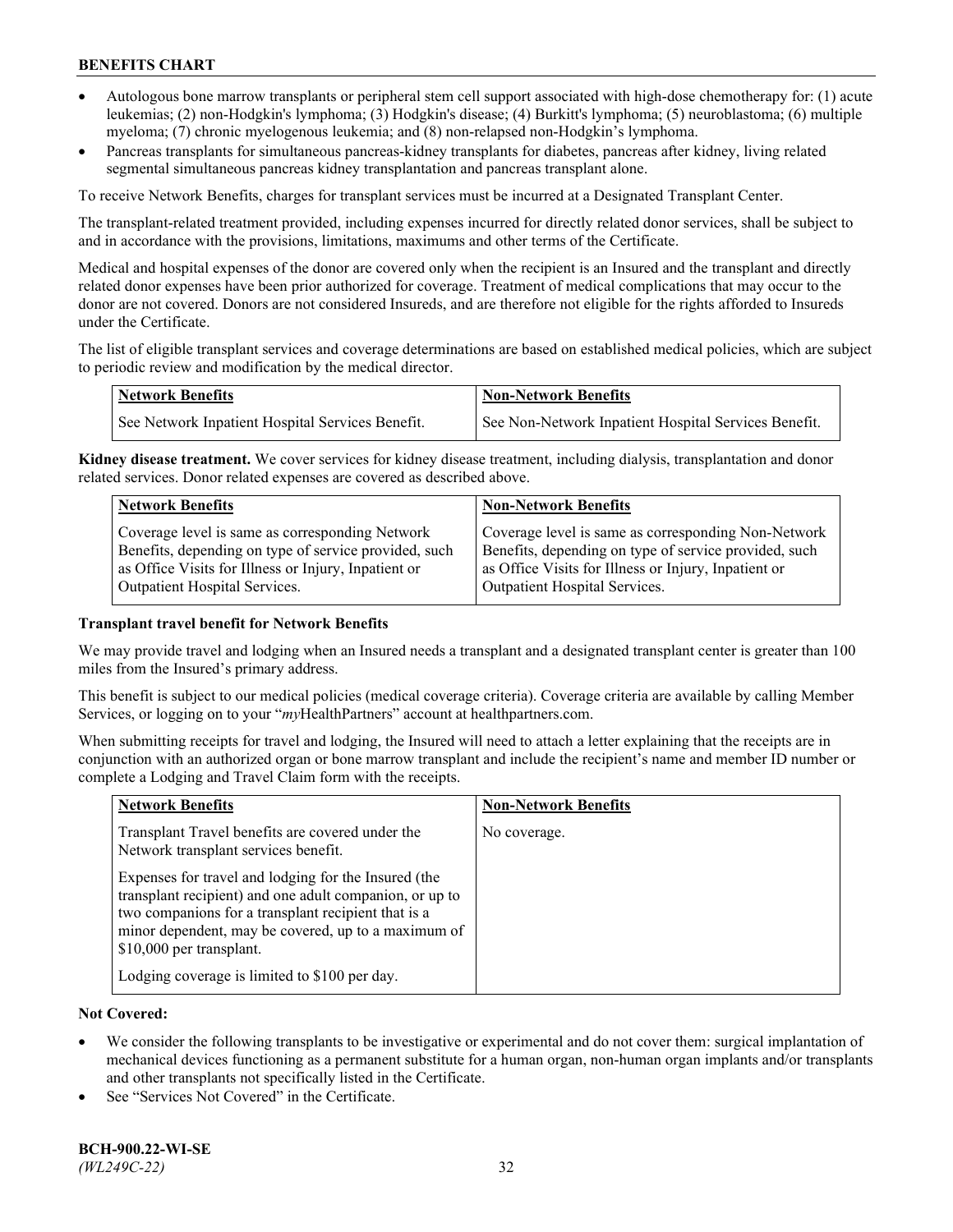- Autologous bone marrow transplants or peripheral stem cell support associated with high-dose chemotherapy for: (1) acute leukemias; (2) non-Hodgkin's lymphoma; (3) Hodgkin's disease; (4) Burkitt's lymphoma; (5) neuroblastoma; (6) multiple myeloma; (7) chronic myelogenous leukemia; and (8) non-relapsed non-Hodgkin's lymphoma.
- Pancreas transplants for simultaneous pancreas-kidney transplants for diabetes, pancreas after kidney, living related segmental simultaneous pancreas kidney transplantation and pancreas transplant alone.

To receive Network Benefits, charges for transplant services must be incurred at a Designated Transplant Center.

The transplant-related treatment provided, including expenses incurred for directly related donor services, shall be subject to and in accordance with the provisions, limitations, maximums and other terms of the Certificate.

Medical and hospital expenses of the donor are covered only when the recipient is an Insured and the transplant and directly related donor expenses have been prior authorized for coverage. Treatment of medical complications that may occur to the donor are not covered. Donors are not considered Insureds, and are therefore not eligible for the rights afforded to Insureds under the Certificate.

The list of eligible transplant services and coverage determinations are based on established medical policies, which are subject to periodic review and modification by the medical director.

| Network Benefits | Non-Network Benefits |
|---|---|
| See Network Inpatient Hospital Services Benefit. | See Non-Network Inpatient Hospital Services Benefit. |

**Kidney disease treatment.** We cover services for kidney disease treatment, including dialysis, transplantation and donor related services. Donor related expenses are covered as described above.

| Network Benefits | Non-Network Benefits |
|---|---|
| Coverage level is same as corresponding Network Benefits, depending on type of service provided, such as Office Visits for Illness or Injury, Inpatient or Outpatient Hospital Services. | Coverage level is same as corresponding Non-Network Benefits, depending on type of service provided, such as Office Visits for Illness or Injury, Inpatient or Outpatient Hospital Services. |

**Transplant travel benefit for Network Benefits**

We may provide travel and lodging when an Insured needs a transplant and a designated transplant center is greater than 100 miles from the Insured's primary address.

This benefit is subject to our medical policies (medical coverage criteria). Coverage criteria are available by calling Member Services, or logging on to your "*my*HealthPartners" account at healthpartners.com.

When submitting receipts for travel and lodging, the Insured will need to attach a letter explaining that the receipts are in conjunction with an authorized organ or bone marrow transplant and include the recipient's name and member ID number or complete a Lodging and Travel Claim form with the receipts.

| Network Benefits | Non-Network Benefits |
|---|---|
| Transplant Travel benefits are covered under the Network transplant services benefit.<br><br>Expenses for travel and lodging for the Insured (the transplant recipient) and one adult companion, or up to two companions for a transplant recipient that is a minor dependent, may be covered, up to a maximum of $10,000 per transplant.<br><br>Lodging coverage is limited to $100 per day. | No coverage. |

**Not Covered:**

- We consider the following transplants to be investigative or experimental and do not cover them: surgical implantation of mechanical devices functioning as a permanent substitute for a human organ, non-human organ implants and/or transplants and other transplants not specifically listed in the Certificate.
- See "Services Not Covered" in the Certificate.